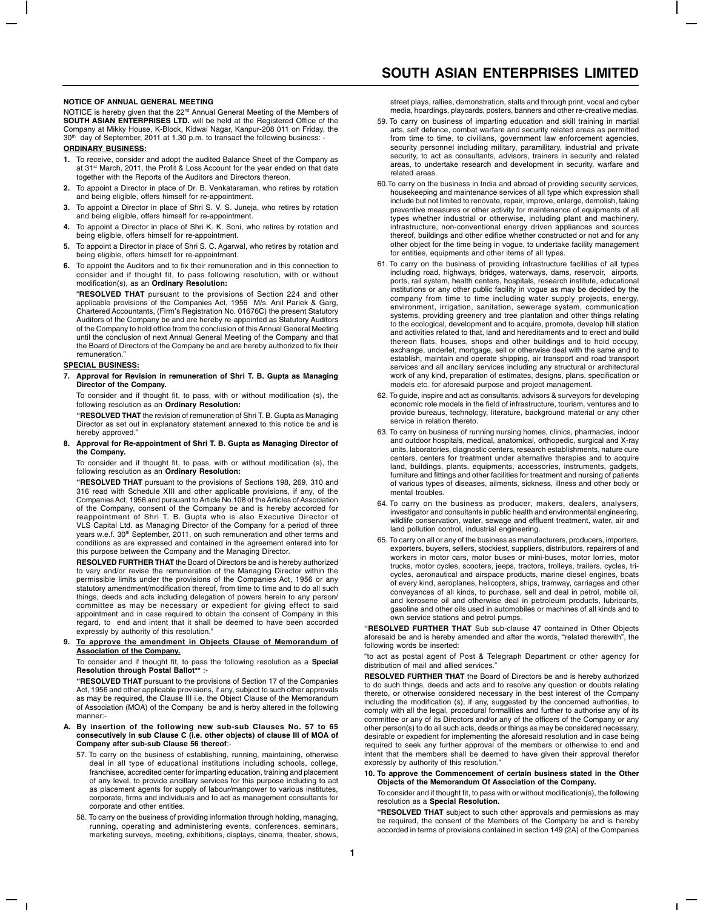# SOUTH ASIAN ENTERPRISES LIMITED

## NOTICE OF ANNUAL GENERAL MEETING

NOTICE is hereby given that the 22nd Annual General Meeting of the Members of **SOUTH ASIAN ENTERPRISES LTD.** will be held at the Registered Office of the Company at Mikky House, K-Block, Kidwai Nagar, Kanpur-208 011 on Friday, the 30th day of September, 2011 at 1.30 p.m. to transact the following business: -

### ORDINARY BUSINESS:

1. To receive, consider and adopt the audited Balance Sheet of the Company as at 31st March, 2011, the Profit & Loss Account for the year ended on that date together with the Reports of the Auditors and Directors thereon.
2. To appoint a Director in place of Dr. B. Venkataraman, who retires by rotation and being eligible, offers himself for re-appointment.
3. To appoint a Director in place of Shri S. V. S. Juneja, who retires by rotation and being eligible, offers himself for re-appointment.
4. To appoint a Director in place of Shri K. K. Soni, who retires by rotation and being eligible, offers himself for re-appointment.
5. To appoint a Director in place of Shri S. C. Agarwal, who retires by rotation and being eligible, offers himself for re-appointment.
6. To appoint the Auditors and to fix their remuneration and in this connection to consider and if thought fit, to pass following resolution, with or without modification(s), as an **Ordinary Resolution:**

   "**RESOLVED THAT** pursuant to the provisions of Section 224 and other applicable provisions of the Companies Act, 1956 M/s. Anil Pariek & Garg, Chartered Accountants, (Firm's Registration No. 01676C) the present Statutory Auditors of the Company be and are hereby re-appointed as Statutory Auditors of the Company to hold office from the conclusion of this Annual General Meeting until the conclusion of next Annual General Meeting of the Company and that the Board of Directors of the Company be and are hereby authorized to fix their remuneration."

### SPECIAL BUSINESS:

7. **Approval for Revision in remuneration of Shri T. B. Gupta as Managing Director of the Company.**

   To consider and if thought fit, to pass, with or without modification (s), the following resolution as an **Ordinary Resolution:**

   "**RESOLVED THAT** the revision of remuneration of Shri T. B. Gupta as Managing Director as set out in explanatory statement annexed to this notice be and is hereby approved."

8. **Approval for Re-appointment of Shri T. B. Gupta as Managing Director of the Company.**

   To consider and if thought fit, to pass, with or without modification (s), the following resolution as an **Ordinary Resolution:**

   "**RESOLVED THAT** pursuant to the provisions of Sections 198, 269, 310 and 316 read with Schedule XIII and other applicable provisions, if any, of the Companies Act, 1956 and pursuant to Article No.108 of the Articles of Association of the Company, consent of the Company be and is hereby accorded for reappointment of Shri T. B. Gupta who is also Executive Director of VLS Capital Ltd. as Managing Director of the Company for a period of three years w.e.f. 30th September, 2011, on such remuneration and other terms and conditions as are expressed and contained in the agreement entered into for this purpose between the Company and the Managing Director.

   **RESOLVED FURTHER THAT** the Board of Directors be and is hereby authorized to vary and/or revise the remuneration of the Managing Director within the permissible limits under the provisions of the Companies Act, 1956 or any statutory amendment/modification thereof, from time to time and to do all such things, deeds and acts including delegation of powers herein to any person/ committee as may be necessary or expedient for giving effect to said appointment and in case required to obtain the consent of Company in this regard, to end and intent that it shall be deemed to have been accorded expressly by authority of this resolution."

9. **To approve the amendment in Objects Clause of Memorandum of Association of the Company.**

   To consider and if thought fit, to pass the following resolution as a **Special Resolution through Postal Ballot**** :-

   "**RESOLVED THAT** pursuant to the provisions of Section 17 of the Companies Act, 1956 and other applicable provisions, if any, subject to such other approvals as may be required, the Clause III i.e. the Object Clause of the Memorandum of Association (MOA) of the Company be and is herby altered in the following manner:-

**A. By insertion of the following new sub-sub Clauses No. 57 to 65 consecutively in sub Clause C (i.e. other objects) of clause III of MOA of Company after sub-sub Clause 56 thereof**:-

57. To carry on the business of establishing, running, maintaining, otherwise deal in all type of educational institutions including schools, college, franchisee, accredited center for imparting education, training and placement of any level, to provide ancillary services for this purpose including to act as placement agents for supply of labour/manpower to various institutes, corporate, firms and individuals and to act as management consultants for corporate and other entities.

58. To carry on the business of providing information through holding, managing, running, operating and administering events, conferences, seminars, marketing surveys, meeting, exhibitions, displays, cinema, theater, shows, street plays, rallies, demonstration, stalls and through print, vocal and cyber media, hoardings, playcards, posters, banners and other re-creative medias.

59. To carry on business of imparting education and skill training in martial arts, self defence, combat warfare and security related areas as permitted from time to time, to civilians, government law enforcement agencies, security personnel including military, paramilitary, industrial and private security, to act as consultants, advisors, trainers in security and related areas, to undertake research and development in security, warfare and related areas.

60. To carry on the business in India and abroad of providing security services, housekeeping and maintenance services of all type which expression shall include but not limited to renovate, repair, improve, enlarge, demolish, taking preventive measures or other activity for maintenance of equipments of all types whether industrial or otherwise, including plant and machinery, infrastructure, non-conventional energy driven appliances and sources thereof, buildings and other edifice whether constructed or not and for any other object for the time being in vogue, to undertake facility management for entities, equipments and other items of all types.

61. To carry on the business of providing infrastructure facilities of all types including road, highways, bridges, waterways, dams, reservoir, airports, ports, rail system, health centers, hospitals, research institute, educational institutions or any other public facility in vogue as may be decided by the company from time to time including water supply projects, energy, environment, irrigation, sanitation, sewerage system, communication systems, providing greenery and tree plantation and other things relating to the ecological, development and to acquire, promote, develop hill station and activities related to that, land and hereditaments and to erect and build thereon flats, houses, shops and other buildings and to hold occupy, exchange, underlet, mortgage, sell or otherwise deal with the same and to establish, maintain and operate shipping, air transport and road transport services and all ancillary services including any structural or architectural work of any kind, preparation of estimates, designs, plans, specification or models etc. for aforesaid purpose and project management.

62. To guide, inspire and act as consultants, advisors & surveyors for developing economic role models in the field of infrastructure, tourism, ventures and to provide bureaus, technology, literature, background material or any other service in relation thereto.

63. To carry on business of running nursing homes, clinics, pharmacies, indoor and outdoor hospitals, medical, anatomical, orthopedic, surgical and X-ray units, laboratories, diagnostic centers, research establishments, nature cure centers, centers for treatment under alternative therapies and to acquire land, buildings, plants, equipments, accessories, instruments, gadgets, furniture and fittings and other facilities for treatment and nursing of patients of various types of diseases, ailments, sickness, illness and other body or mental troubles.

64. To carry on the business as producer, makers, dealers, analysers, investigator and consultants in public health and environmental engineering, wildlife conservation, water, sewage and effluent treatment, water, air and land pollution control, industrial engineering.

65. To carry on all or any of the business as manufacturers, producers, importers, exporters, buyers, sellers, stockiest, suppliers, distributors, repairers of and workers in motor cars, motor buses or mini-buses, motor lorries, motor trucks, motor cycles, scooters, jeeps, tractors, trolleys, trailers, cycles, tri-cycles, aeronautical and airspace products, marine diesel engines, boats of every kind, aeroplanes, helicopters, ships, tramway, carriages and other conveyances of all kinds, to purchase, sell and deal in petrol, mobile oil, and kerosene oil and otherwise deal in petroleum products, lubricants, gasoline and other oils used in automobiles or machines of all kinds and to own service stations and petrol pumps.

"**RESOLVED FURTHER THAT** Sub sub-clause 47 contained in Other Objects aforesaid be and is hereby amended and after the words, "related therewith", the following words be inserted:

"to act as postal agent of Post & Telegraph Department or other agency for distribution of mail and allied services."

**RESOLVED FURTHER THAT** the Board of Directors be and is hereby authorized to do such things, deeds and acts and to resolve any question or doubts relating thereto, or otherwise considered necessary in the best interest of the Company including the modification (s), if any, suggested by the concerned authorities, to comply with all the legal, procedural formalities and further to authorise any of its committee or any of its Directors and/or any of the officers of the Company or any other person(s) to do all such acts, deeds or things as may be considered necessary, desirable or expedient for implementing the aforesaid resolution and in case being required to seek any further approval of the members or otherwise to end and intent that the members shall be deemed to have given their approval therefor expressly by authority of this resolution."

10. **To approve the Commencement of certain business stated in the Other Objects of the Memorandum Of Association of the Company.**

    To consider and if thought fit, to pass with or without modification(s), the following resolution as a **Special Resolution.**

    "**RESOLVED THAT** subject to such other approvals and permissions as may be required, the consent of the Members of the Company be and is hereby accorded in terms of provisions contained in section 149 (2A) of the Companies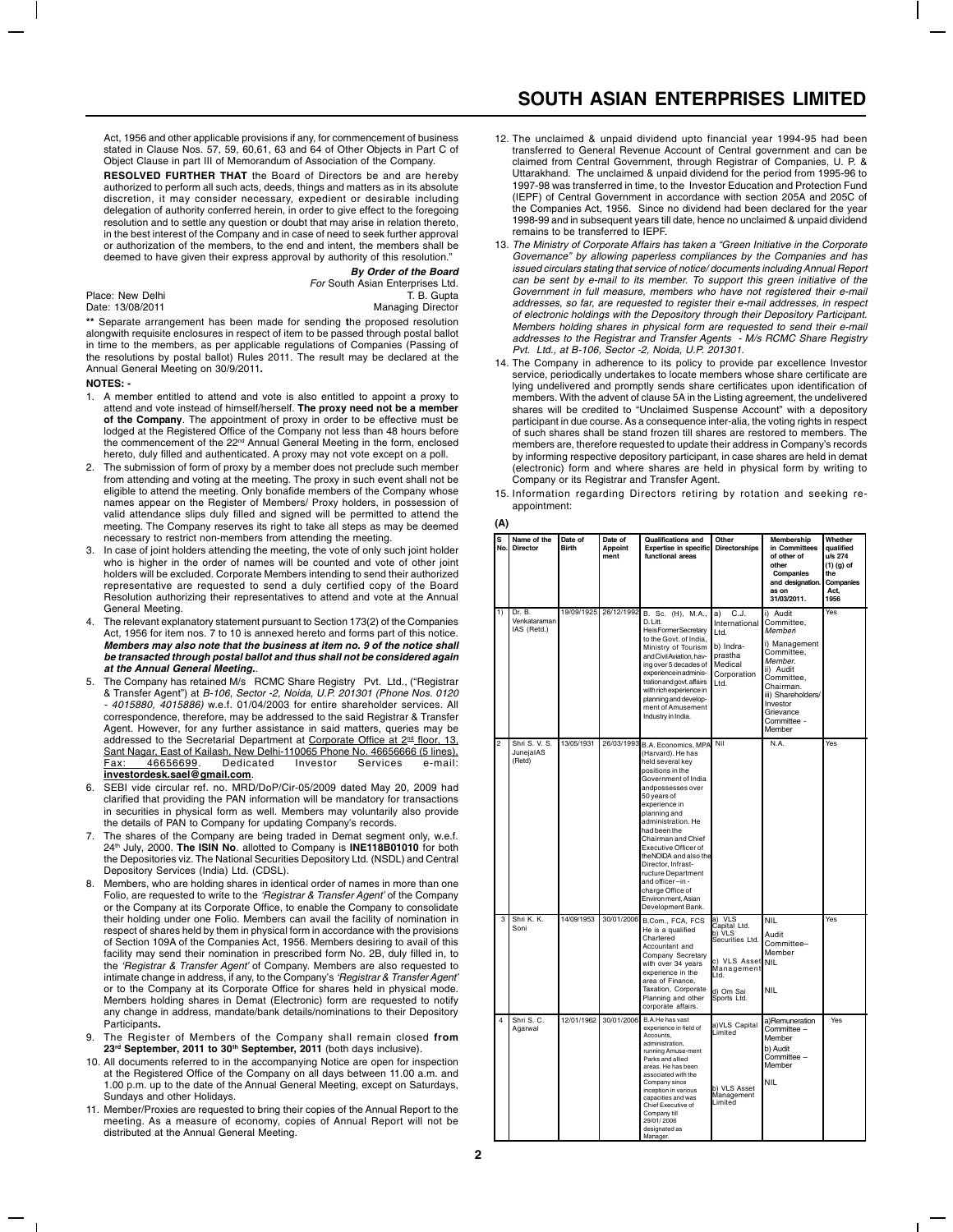Act, 1956 and other applicable provisions if any, for commencement of business stated in Clause Nos. 57, 59, 60,61, 63 and 64 of Other Objects in Part C of Object Clause in part III of Memorandum of Association of the Company.

**RESOLVED FURTHER THAT** the Board of Directors be and are hereby authorized to perform all such acts, deeds, things and matters as in its absolute discretion, it may consider necessary, expedient or desirable including delegation of authority conferred herein, in order to give effect to the foregoing resolution and to settle any question or doubt that may arise in relation thereto, in the best interest of the Company and in case of need to seek further approval or authorization of the members, to the end and intent, the members shall be deemed to have given their express approval by authority of this resolution."

***By Order of the Board***
*For* South Asian Enterprises Ltd.

Place: New Delhi
Date: 13/08/2011

T. B. Gupta
Managing Director

**** Separate arrangement has been made for sending the proposed resolution alongwith requisite enclosures in respect of item to be passed through postal ballot in time to the members, as per applicable regulations of Companies (Passing of the resolutions by postal ballot) Rules 2011. The result may be declared at the Annual General Meeting on 30/9/2011.**

**NOTES: -**

1. A member entitled to attend and vote is also entitled to appoint a proxy to attend and vote instead of himself/herself. **The proxy need not be a member of the Company**. The appointment of proxy in order to be effective must be lodged at the Registered Office of the Company not less than 48 hours before the commencement of the 22nd Annual General Meeting in the form, enclosed hereto, duly filled and authenticated. A proxy may not vote except on a poll.
2. The submission of form of proxy by a member does not preclude such member from attending and voting at the meeting. The proxy in such event shall not be eligible to attend the meeting. Only bonafide members of the Company whose names appear on the Register of Members/ Proxy holders, in possession of valid attendance slips duly filled and signed will be permitted to attend the meeting. The Company reserves its right to take all steps as may be deemed necessary to restrict non-members from attending the meeting.
3. In case of joint holders attending the meeting, the vote of only such joint holder who is higher in the order of names will be counted and vote of other joint holders will be excluded. Corporate Members intending to send their authorized representative are requested to send a duly certified copy of the Board Resolution authorizing their representatives to attend and vote at the Annual General Meeting.
4. The relevant explanatory statement pursuant to Section 173(2) of the Companies Act, 1956 for item nos. 7 to 10 is annexed hereto and forms part of this notice. ***Members may also note that the business at item no. 9 of the notice shall be transacted through postal ballot and thus shall not be considered again at the Annual General Meeting.***
5. The Company has retained M/s RCMC Share Registry Pvt. Ltd., ("Registrar & Transfer Agent") at *B-106, Sector -2, Noida, U.P. 201301 (Phone Nos. 0120 - 4015880, 4015886)* w.e.f. 01/04/2003 for entire shareholder services. All correspondence, therefore, may be addressed to the said Registrar & Transfer Agent. However, for any further assistance in said matters, queries may be addressed to the Secretarial Department at Corporate Office at 2nd floor, 13, Sant Nagar, East of Kailash, New Delhi-110065 Phone No. 46656666 (5 lines), Fax: 46656699. Dedicated Investor Services e-mail: **investordesk.sael@gmail.com**.
6. SEBI vide circular ref. no. MRD/DoP/Cir-05/2009 dated May 20, 2009 had clarified that providing the PAN information will be mandatory for transactions in securities in physical form as well. Members may voluntarily also provide the details of PAN to Company for updating Company's records.
7. The shares of the Company are being traded in Demat segment only, w.e.f. 24th July, 2000. **The ISIN No**. allotted to Company is **INE118B01010** for both the Depositories viz. The National Securities Depository Ltd. (NSDL) and Central Depository Services (India) Ltd. (CDSL).
8. Members, who are holding shares in identical order of names in more than one Folio, are requested to write to the *'Registrar & Transfer Agent'* of the Company or the Company at its Corporate Office, to enable the Company to consolidate their holding under one Folio. Members can avail the facility of nomination in respect of shares held by them in physical form in accordance with the provisions of Section 109A of the Companies Act, 1956. Members desiring to avail of this facility may send their nomination in prescribed form No. 2B, duly filled in, to the *'Registrar & Transfer Agent'* of Company. Members are also requested to intimate change in address, if any, to the Company's *'Registrar & Transfer Agent'* or to the Company at its Corporate Office for shares held in physical mode. Members holding shares in Demat (Electronic) form are requested to notify any change in address, mandate/bank details/nominations to their Depository Participants**.**
9. The Register of Members of the Company shall remain closed **from 23rd September, 2011 to 30th September, 2011** (both days inclusive).
10. All documents referred to in the accompanying Notice are open for inspection at the Registered Office of the Company on all days between 11.00 a.m. and 1.00 p.m. up to the date of the Annual General Meeting, except on Saturdays, Sundays and other Holidays.
11. Member/Proxies are requested to bring their copies of the Annual Report to the meeting. As a measure of economy, copies of Annual Report will not be distributed at the Annual General Meeting.
12. The unclaimed & unpaid dividend upto financial year 1994-95 had been transferred to General Revenue Account of Central government and can be claimed from Central Government, through Registrar of Companies, U. P. & Uttarakhand. The unclaimed & unpaid dividend for the period from 1995-96 to 1997-98 was transferred in time, to the Investor Education and Protection Fund (IEPF) of Central Government in accordance with section 205A and 205C of the Companies Act, 1956. Since no dividend had been declared for the year 1998-99 and in subsequent years till date, hence no unclaimed & unpaid dividend remains to be transferred to IEPF.
13. *The Ministry of Corporate Affairs has taken a "Green Initiative in the Corporate Governance" by allowing paperless compliances by the Companies and has issued circulars stating that service of notice/ documents including Annual Report can be sent by e-mail to its member. To support this green initiative of the Government in full measure, members who have not registered their e-mail addresses, so far, are requested to register their e-mail addresses, in respect of electronic holdings with the Depository through their Depository Participant. Members holding shares in physical form are requested to send their e-mail addresses to the Registrar and Transfer Agents - M/s RCMC Share Registry Pvt. Ltd., at B-106, Sector -2, Noida, U.P. 201301.*
14. The Company in adherence to its policy to provide par excellence Investor service, periodically undertakes to locate members whose share certificate are lying undelivered and promptly sends share certificates upon identification of members. With the advent of clause 5A in the Listing agreement, the undelivered shares will be credited to "Unclaimed Suspense Account" with a depository participant in due course. As a consequence inter-alia, the voting rights in respect of such shares shall be stand frozen till shares are restored to members. The members are, therefore requested to update their address in Company's records by informing respective depository participant, in case shares are held in demat (electronic) form and where shares are held in physical form by writing to Company or its Registrar and Transfer Agent.
15. Information regarding Directors retiring by rotation and seeking re-appointment:

**(A)**

| S No. | Name of the Director | Date of Birth | Date of Appoint ment | Qualifications and Expertise in specific functional areas | Other Directorships | Membership in Committees of other of other Companies and designation. as on 31/03/2011. | Whether qualified u/s 274 (1) (g) of the Companies Act, 1956 |
|---|---|---|---|---|---|---|---|
| 1) | Dr. B. Venkataraman IAS (Retd.) | 19/09/1925 | 26/12/1992 | B. Sc. (H), M.A., D. Litt. He is Former Secretary to the Govt. of India, Ministry of Tourism and Civil Aviation, having over 5 decades of experience in administration and govt. affairs with rich experience in planning and development of Amusement Industry in India. | a) C.J. International Ltd. b) Indraprastha Medical Corporation Ltd. | i) Audit Committee, *Member.* i) Management Committee, *Member.* ii) Audit Committee, Chairman. iii) Shareholders/ Investor Grievance Committee - Member | Yes |
| 2 | Shri S. V. S. Juneja IAS (Retd) | 13/05/1931 | 26/03/1993 | B.A. Economics, MPA (Harvard). He has held several key positions in the Government of India and possesses over 50 years of experience in planning and administration. He had been the Chairman and Chief Executive Officer of the NOIDA and also the Director, Infrastructure Department and officer –in - charge Office of Environment, Asian Development Bank. | Nil | N.A. | Yes |
| 3 | Shri K. K. Soni | 14/09/1953 | 30/01/2006 | B.Com., FCA, FCS He is a qualified Chartered Accountant and Company Secretary with over 34 years experience in the area of Finance, Taxation, Corporate Planning and other corporate affairs. | a) VLS Capital Ltd. b) VLS Securities Ltd. c) VLS Asset Management Ltd. d) Om Sai Sports Ltd. | NIL<br>Audit Committee– Member<br>NIL<br>NIL | Yes |
| 4 | Shri S. C. Agarwal | 12/01/1962 | 30/01/2006 | B.A.He has vast experience in field of Accounts, administration, running Amuse-ment Parks and allied areas. He has been associated with the Company since inception in various capacities and was Chief Executive of Company till 29/01/2006 designated as Manager. | a) VLS Capital Limited<br>b) VLS Asset Management Limited | a)Remuneration Committee – Member b) Audit Committee – Member<br>NIL | Yes |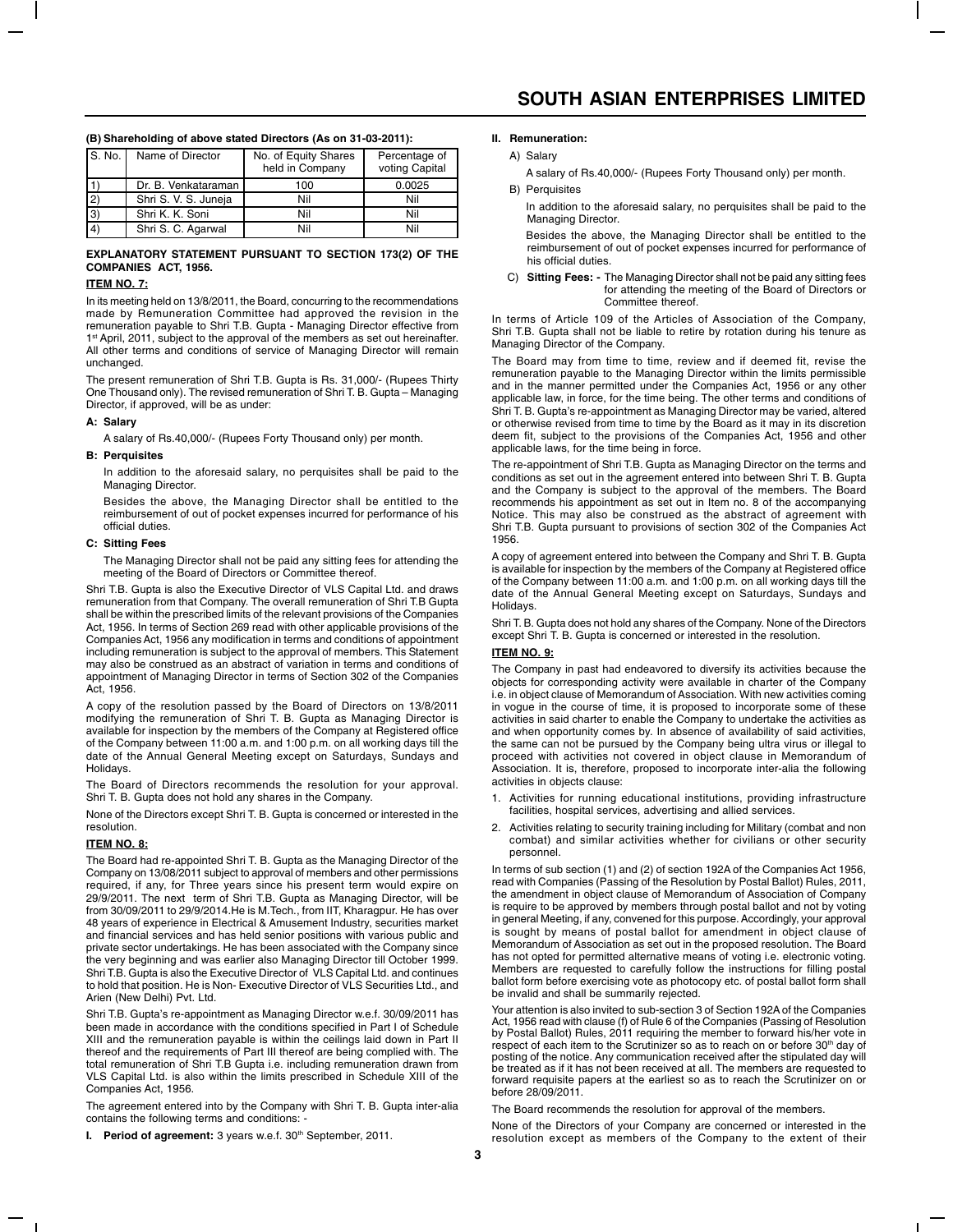**(B) Shareholding of above stated Directors (As on 31-03-2011):**

| S. No. | Name of Director | No. of Equity Shares held in Company | Percentage of voting Capital |
|---|---|---|---|
| 1) | Dr. B. Venkataraman | 100 | 0.0025 |
| 2) | Shri S. V. S. Juneja | Nil | Nil |
| 3) | Shri K. K. Soni | Nil | Nil |
| 4) | Shri S. C. Agarwal | Nil | Nil |

**EXPLANATORY STATEMENT PURSUANT TO SECTION 173(2) OF THE COMPANIES ACT, 1956.**

**ITEM NO. 7:**

In its meeting held on 13/8/2011, the Board, concurring to the recommendations made by Remuneration Committee had approved the revision in the remuneration payable to Shri T.B. Gupta - Managing Director effective from 1st April, 2011, subject to the approval of the members as set out hereinafter. All other terms and conditions of service of Managing Director will remain unchanged.

The present remuneration of Shri T.B. Gupta is Rs. 31,000/- (Rupees Thirty One Thousand only). The revised remuneration of Shri T. B. Gupta – Managing Director, if approved, will be as under:

**A: Salary**

A salary of Rs.40,000/- (Rupees Forty Thousand only) per month.

**B: Perquisites**

In addition to the aforesaid salary, no perquisites shall be paid to the Managing Director.

Besides the above, the Managing Director shall be entitled to the reimbursement of out of pocket expenses incurred for performance of his official duties.

**C: Sitting Fees**

The Managing Director shall not be paid any sitting fees for attending the meeting of the Board of Directors or Committee thereof.

Shri T.B. Gupta is also the Executive Director of VLS Capital Ltd. and draws remuneration from that Company. The overall remuneration of Shri T.B Gupta shall be within the prescribed limits of the relevant provisions of the Companies Act, 1956. In terms of Section 269 read with other applicable provisions of the Companies Act, 1956 any modification in terms and conditions of appointment including remuneration is subject to the approval of members. This Statement may also be construed as an abstract of variation in terms and conditions of appointment of Managing Director in terms of Section 302 of the Companies Act, 1956.

A copy of the resolution passed by the Board of Directors on 13/8/2011 modifying the remuneration of Shri T. B. Gupta as Managing Director is available for inspection by the members of the Company at Registered office of the Company between 11:00 a.m. and 1:00 p.m. on all working days till the date of the Annual General Meeting except on Saturdays, Sundays and Holidays.

The Board of Directors recommends the resolution for your approval. Shri T. B. Gupta does not hold any shares in the Company.

None of the Directors except Shri T. B. Gupta is concerned or interested in the resolution.

**ITEM NO. 8:**

The Board had re-appointed Shri T. B. Gupta as the Managing Director of the Company on 13/08/2011 subject to approval of members and other permissions required, if any, for Three years since his present term would expire on 29/9/2011. The next term of Shri T.B. Gupta as Managing Director, will be from 30/09/2011 to 29/9/2014.He is M.Tech., from IIT, Kharagpur. He has over 48 years of experience in Electrical & Amusement Industry, securities market and financial services and has held senior positions with various public and private sector undertakings. He has been associated with the Company since the very beginning and was earlier also Managing Director till October 1999. Shri T.B. Gupta is also the Executive Director of VLS Capital Ltd. and continues to hold that position. He is Non- Executive Director of VLS Securities Ltd., and Arien (New Delhi) Pvt. Ltd.

Shri T.B. Gupta's re-appointment as Managing Director w.e.f. 30/09/2011 has been made in accordance with the conditions specified in Part I of Schedule XIII and the remuneration payable is within the ceilings laid down in Part II thereof and the requirements of Part III thereof are being complied with. The total remuneration of Shri T.B Gupta i.e. including remuneration drawn from VLS Capital Ltd. is also within the limits prescribed in Schedule XIII of the Companies Act, 1956.

The agreement entered into by the Company with Shri T. B. Gupta inter-alia contains the following terms and conditions: -

**I. Period of agreement:** 3 years w.e.f. 30th September, 2011.

**II. Remuneration:**

A) Salary

A salary of Rs.40,000/- (Rupees Forty Thousand only) per month.

B) Perquisites

In addition to the aforesaid salary, no perquisites shall be paid to the Managing Director.

Besides the above, the Managing Director shall be entitled to the reimbursement of out of pocket expenses incurred for performance of his official duties.

C) **Sitting Fees: -** The Managing Director shall not be paid any sitting fees for attending the meeting of the Board of Directors or Committee thereof.

In terms of Article 109 of the Articles of Association of the Company, Shri T.B. Gupta shall not be liable to retire by rotation during his tenure as Managing Director of the Company.

The Board may from time to time, review and if deemed fit, revise the remuneration payable to the Managing Director within the limits permissible and in the manner permitted under the Companies Act, 1956 or any other applicable law, in force, for the time being. The other terms and conditions of Shri T. B. Gupta's re-appointment as Managing Director may be varied, altered or otherwise revised from time to time by the Board as it may in its discretion deem fit, subject to the provisions of the Companies Act, 1956 and other applicable laws, for the time being in force.

The re-appointment of Shri T.B. Gupta as Managing Director on the terms and conditions as set out in the agreement entered into between Shri T. B. Gupta and the Company is subject to the approval of the members. The Board recommends his appointment as set out in Item no. 8 of the accompanying Notice. This may also be construed as the abstract of agreement with Shri T.B. Gupta pursuant to provisions of section 302 of the Companies Act 1956.

A copy of agreement entered into between the Company and Shri T. B. Gupta is available for inspection by the members of the Company at Registered office of the Company between 11:00 a.m. and 1:00 p.m. on all working days till the date of the Annual General Meeting except on Saturdays, Sundays and Holidays.

Shri T. B. Gupta does not hold any shares of the Company. None of the Directors except Shri T. B. Gupta is concerned or interested in the resolution.

**ITEM NO. 9:**

The Company in past had endeavored to diversify its activities because the objects for corresponding activity were available in charter of the Company i.e. in object clause of Memorandum of Association. With new activities coming in vogue in the course of time, it is proposed to incorporate some of these activities in said charter to enable the Company to undertake the activities as and when opportunity comes by. In absence of availability of said activities, the same can not be pursued by the Company being ultra virus or illegal to proceed with activities not covered in object clause in Memorandum of Association. It is, therefore, proposed to incorporate inter-alia the following activities in objects clause:

1. Activities for running educational institutions, providing infrastructure facilities, hospital services, advertising and allied services.
2. Activities relating to security training including for Military (combat and non combat) and similar activities whether for civilians or other security personnel.

In terms of sub section (1) and (2) of section 192A of the Companies Act 1956, read with Companies (Passing of the Resolution by Postal Ballot) Rules, 2011, the amendment in object clause of Memorandum of Association of Company is require to be approved by members through postal ballot and not by voting in general Meeting, if any, convened for this purpose. Accordingly, your approval is sought by means of postal ballot for amendment in object clause of Memorandum of Association as set out in the proposed resolution. The Board has not opted for permitted alternative means of voting i.e. electronic voting. Members are requested to carefully follow the instructions for filling postal ballot form before exercising vote as photocopy etc. of postal ballot form shall be invalid and shall be summarily rejected.

Your attention is also invited to sub-section 3 of Section 192A of the Companies Act, 1956 read with clause (f) of Rule 6 of the Companies (Passing of Resolution by Postal Ballot) Rules, 2011 requiring the member to forward his/her vote in respect of each item to the Scrutinizer so as to reach on or before 30th day of posting of the notice. Any communication received after the stipulated day will be treated as if it has not been received at all. The members are requested to forward requisite papers at the earliest so as to reach the Scrutinizer on or before 28/09/2011.

The Board recommends the resolution for approval of the members.

None of the Directors of your Company are concerned or interested in the resolution except as members of the Company to the extent of their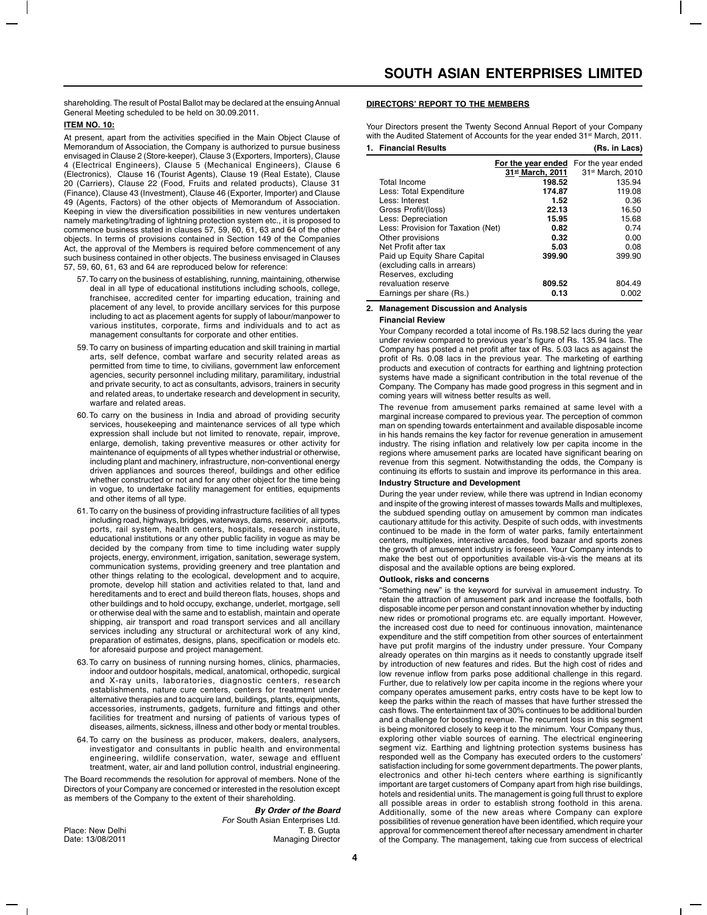shareholding. The result of Postal Ballot may be declared at the ensuing Annual General Meeting scheduled to be held on 30.09.2011.

**ITEM NO. 10:**

At present, apart from the activities specified in the Main Object Clause of Memorandum of Association, the Company is authorized to pursue business envisaged in Clause 2 (Store-keeper), Clause 3 (Exporters, Importers), Clause 4 (Electrical Engineers), Clause 5 (Mechanical Engineers), Clause 6 (Electronics), Clause 16 (Tourist Agents), Clause 19 (Real Estate), Clause 20 (Carriers), Clause 22 (Food, Fruits and related products), Clause 31 (Finance), Clause 43 (Investment), Clause 46 (Exporter, Importer) and Clause 49 (Agents, Factors) of the other objects of Memorandum of Association. Keeping in view the diversification possibilities in new ventures undertaken namely marketing/trading of lightning protection system etc., it is proposed to commence business stated in clauses 57, 59, 60, 61, 63 and 64 of the other objects. In terms of provisions contained in Section 149 of the Companies Act, the approval of the Members is required before commencement of any such business contained in other objects. The business envisaged in Clauses 57, 59, 60, 61, 63 and 64 are reproduced below for reference:

57. To carry on the business of establishing, running, maintaining, otherwise deal in all type of educational institutions including schools, college, franchisee, accredited center for imparting education, training and placement of any level, to provide ancillary services for this purpose including to act as placement agents for supply of labour/manpower to various institutes, corporate, firms and individuals and to act as management consultants for corporate and other entities.

59. To carry on business of imparting education and skill training in martial arts, self defence, combat warfare and security related areas as permitted from time to time, to civilians, government law enforcement agencies, security personnel including military, paramilitary, industrial and private security, to act as consultants, advisors, trainers in security and related areas, to undertake research and development in security, warfare and related areas.

60. To carry on the business in India and abroad of providing security services, housekeeping and maintenance services of all type which expression shall include but not limited to renovate, repair, improve, enlarge, demolish, taking preventive measures or other activity for maintenance of equipments of all types whether industrial or otherwise, including plant and machinery, infrastructure, non-conventional energy driven appliances and sources thereof, buildings and other edifice whether constructed or not and for any other object for the time being in vogue, to undertake facility management for entities, equipments and other items of all type.

61. To carry on the business of providing infrastructure facilities of all types including road, highways, bridges, waterways, dams, reservoir, airports, ports, rail system, health centers, hospitals, research institute, educational institutions or any other public facility in vogue as may be decided by the company from time to time including water supply projects, energy, environment, irrigation, sanitation, sewerage system, communication systems, providing greenery and tree plantation and other things relating to the ecological, development and to acquire, promote, develop hill station and activities related to that, land and hereditaments and to erect and build thereon flats, houses, shops and other buildings and to hold occupy, exchange, underlet, mortgage, sell or otherwise deal with the same and to establish, maintain and operate shipping, air transport and road transport services and all ancillary services including any structural or architectural work of any kind, preparation of estimates, designs, plans, specification or models etc. for aforesaid purpose and project management.

63. To carry on business of running nursing homes, clinics, pharmacies, indoor and outdoor hospitals, medical, anatomical, orthopedic, surgical and X-ray units, laboratories, diagnostic centers, research establishments, nature cure centers, centers for treatment under alternative therapies and to acquire land, buildings, plants, equipments, accessories, instruments, gadgets, furniture and fittings and other facilities for treatment and nursing of patients of various types of diseases, ailments, sickness, illness and other body or mental troubles.

64. To carry on the business as producer, makers, dealers, analysers, investigator and consultants in public health and environmental engineering, wildlife conservation, water, sewage and effluent treatment, water, air and land pollution control, industrial engineering.

The Board recommends the resolution for approval of members. None of the Directors of your Company are concerned or interested in the resolution except as members of the Company to the extent of their shareholding.

***By Order of the Board***
*For* South Asian Enterprises Ltd.
T. B. Gupta
Managing Director

Place: New Delhi
Date: 13/08/2011

## DIRECTORS' REPORT TO THE MEMBERS

Your Directors present the Twenty Second Annual Report of your Company with the Audited Statement of Accounts for the year ended 31st March, 2011.

### 1. Financial Results (Rs. in Lacs)

| | For the year ended 31st March, 2011 | For the year ended 31st March, 2010 |
|---|---|---|
| Total Income | **198.52** | 135.94 |
| Less: Total Expenditure | **174.87** | 119.08 |
| Less: Interest | **1.52** | 0.36 |
| Gross Profit/(loss) | **22.13** | 16.50 |
| Less: Depreciation | **15.95** | 15.68 |
| Less: Provision for Taxation (Net) | **0.82** | 0.74 |
| Other provisions | **0.32** | 0.00 |
| Net Profit after tax | **5.03** | 0.08 |
| Paid up Equity Share Capital (excluding calls in arrears) | **399.90** | 399.90 |
| Reserves, excluding revaluation reserve | **809.52** | 804.49 |
| Earnings per share (Rs.) | **0.13** | 0.002 |

### 2. Management Discussion and Analysis

**Financial Review**

Your Company recorded a total income of Rs.198.52 lacs during the year under review compared to previous year's figure of Rs. 135.94 lacs. The Company has posted a net profit after tax of Rs. 5.03 lacs as against the profit of Rs. 0.08 lacs in the previous year. The marketing of earthing products and execution of contracts for earthing and lightning protection systems have made a significant contribution in the total revenue of the Company. The Company has made good progress in this segment and in coming years will witness better results as well.

The revenue from amusement parks remained at same level with a marginal increase compared to previous year. The perception of common man on spending towards entertainment and available disposable income in his hands remains the key factor for revenue generation in amusement industry. The rising inflation and relatively low per capita income in the regions where amusement parks are located have significant bearing on revenue from this segment. Notwithstanding the odds, the Company is continuing its efforts to sustain and improve its performance in this area.

**Industry Structure and Development**

During the year under review, while there was uptrend in Indian economy and inspite of the growing interest of masses towards Malls and multiplexes, the subdued spending outlay on amusement by common man indicates cautionary attitude for this activity. Despite of such odds, with investments continued to be made in the form of water parks, family entertainment centers, multiplexes, interactive arcades, food bazaar and sports zones the growth of amusement industry is foreseen. Your Company intends to make the best out of opportunities available vis-à-vis the means at its disposal and the available options are being explored.

**Outlook, risks and concerns**

"Something new" is the keyword for survival in amusement industry. To retain the attraction of amusement park and increase the footfalls, both disposable income per person and constant innovation whether by inducting new rides or promotional programs etc. are equally important. However, the increased cost due to need for continuous innovation, maintenance expenditure and the stiff competition from other sources of entertainment have put profit margins of the industry under pressure. Your Company already operates on thin margins as it needs to constantly upgrade itself by introduction of new features and rides. But the high cost of rides and low revenue inflow from parks pose additional challenge in this regard. Further, due to relatively low per capita income in the regions where your company operates amusement parks, entry costs have to be kept low to keep the parks within the reach of masses that have further stressed the cash flows. The entertainment tax of 30% continues to be additional burden and a challenge for boosting revenue. The recurrent loss in this segment is being monitored closely to keep it to the minimum. Your Company thus, exploring other viable sources of earning. The electrical engineering segment viz. Earthing and lightning protection systems business has responded well as the Company has executed orders to the customers' satisfaction including for some government departments. The power plants, electronics and other hi-tech centers where earthing is significantly important are target customers of Company apart from high rise buildings, hotels and residential units. The management is going full thrust to explore all possible areas in order to establish strong foothold in this arena. Additionally, some of the new areas where Company can explore possibilities of revenue generation have been identified, which require your approval for commencement thereof after necessary amendment in charter of the Company. The management, taking cue from success of electrical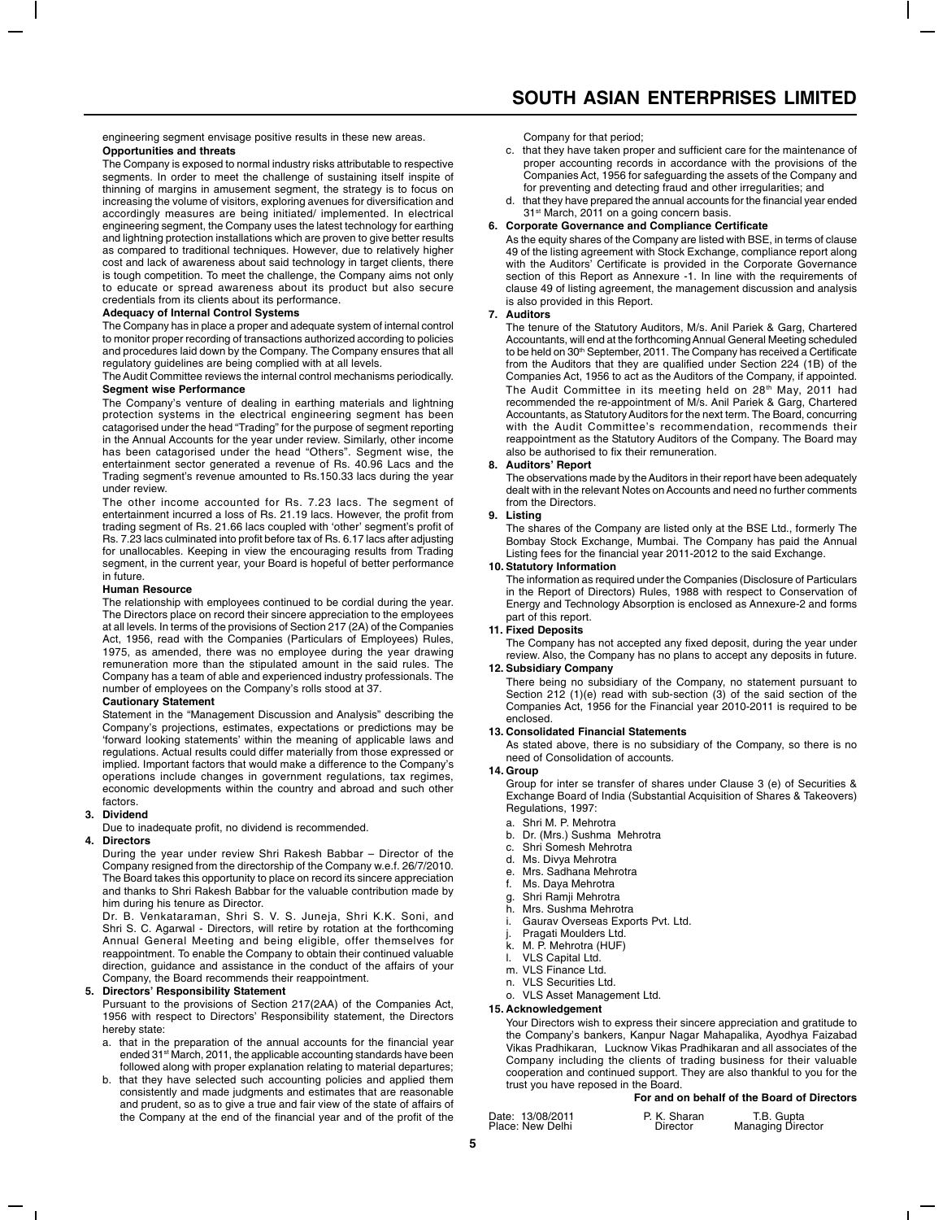engineering segment envisage positive results in these new areas.

**Opportunities and threats**

The Company is exposed to normal industry risks attributable to respective segments. In order to meet the challenge of sustaining itself inspite of thinning of margins in amusement segment, the strategy is to focus on increasing the volume of visitors, exploring avenues for diversification and accordingly measures are being initiated/ implemented. In electrical engineering segment, the Company uses the latest technology for earthing and lightning protection installations which are proven to give better results as compared to traditional techniques. However, due to relatively higher cost and lack of awareness about said technology in target clients, there is tough competition. To meet the challenge, the Company aims not only to educate or spread awareness about its product but also secure credentials from its clients about its performance.

**Adequacy of Internal Control Systems**

The Company has in place a proper and adequate system of internal control to monitor proper recording of transactions authorized according to policies and procedures laid down by the Company. The Company ensures that all regulatory guidelines are being complied with at all levels.

The Audit Committee reviews the internal control mechanisms periodically.

**Segment wise Performance**

The Company's venture of dealing in earthing materials and lightning protection systems in the electrical engineering segment has been catagorised under the head "Trading" for the purpose of segment reporting in the Annual Accounts for the year under review. Similarly, other income has been catagorised under the head "Others". Segment wise, the entertainment sector generated a revenue of Rs. 40.96 Lacs and the Trading segment's revenue amounted to Rs.150.33 lacs during the year under review.

The other income accounted for Rs. 7.23 lacs. The segment of entertainment incurred a loss of Rs. 21.19 lacs. However, the profit from trading segment of Rs. 21.66 lacs coupled with 'other' segment's profit of Rs. 7.23 lacs culminated into profit before tax of Rs. 6.17 lacs after adjusting for unallocables. Keeping in view the encouraging results from Trading segment, in the current year, your Board is hopeful of better performance in future.

**Human Resource**

The relationship with employees continued to be cordial during the year. The Directors place on record their sincere appreciation to the employees at all levels. In terms of the provisions of Section 217 (2A) of the Companies Act, 1956, read with the Companies (Particulars of Employees) Rules, 1975, as amended, there was no employee during the year drawing remuneration more than the stipulated amount in the said rules. The Company has a team of able and experienced industry professionals. The number of employees on the Company's rolls stood at 37.

**Cautionary Statement**

Statement in the "Management Discussion and Analysis" describing the Company's projections, estimates, expectations or predictions may be 'forward looking statements' within the meaning of applicable laws and regulations. Actual results could differ materially from those expressed or implied. Important factors that would make a difference to the Company's operations include changes in government regulations, tax regimes, economic developments within the country and abroad and such other factors.

**3. Dividend**

Due to inadequate profit, no dividend is recommended.

**4. Directors**

During the year under review Shri Rakesh Babbar – Director of the Company resigned from the directorship of the Company w.e.f. 26/7/2010. The Board takes this opportunity to place on record its sincere appreciation and thanks to Shri Rakesh Babbar for the valuable contribution made by him during his tenure as Director.

Dr. B. Venkataraman, Shri S. V. S. Juneja, Shri K.K. Soni, and Shri S. C. Agarwal - Directors, will retire by rotation at the forthcoming Annual General Meeting and being eligible, offer themselves for reappointment. To enable the Company to obtain their continued valuable direction, guidance and assistance in the conduct of the affairs of your Company, the Board recommends their reappointment.

**5. Directors' Responsibility Statement**

Pursuant to the provisions of Section 217(2AA) of the Companies Act, 1956 with respect to Directors' Responsibility statement, the Directors hereby state:

a. that in the preparation of the annual accounts for the financial year ended 31st March, 2011, the applicable accounting standards have been followed along with proper explanation relating to material departures;
b. that they have selected such accounting policies and applied them consistently and made judgments and estimates that are reasonable and prudent, so as to give a true and fair view of the state of affairs of the Company at the end of the financial year and of the profit of the Company for that period;
c. that they have taken proper and sufficient care for the maintenance of proper accounting records in accordance with the provisions of the Companies Act, 1956 for safeguarding the assets of the Company and for preventing and detecting fraud and other irregularities; and
d. that they have prepared the annual accounts for the financial year ended 31st March, 2011 on a going concern basis.

**6. Corporate Governance and Compliance Certificate**

As the equity shares of the Company are listed with BSE, in terms of clause 49 of the listing agreement with Stock Exchange, compliance report along with the Auditors' Certificate is provided in the Corporate Governance section of this Report as Annexure -1. In line with the requirements of clause 49 of listing agreement, the management discussion and analysis is also provided in this Report.

**7. Auditors**

The tenure of the Statutory Auditors, M/s. Anil Pariek & Garg, Chartered Accountants, will end at the forthcoming Annual General Meeting scheduled to be held on 30th September, 2011. The Company has received a Certificate from the Auditors that they are qualified under Section 224 (1B) of the Companies Act, 1956 to act as the Auditors of the Company, if appointed. The Audit Committee in its meeting held on 28th May, 2011 had recommended the re-appointment of M/s. Anil Pariek & Garg, Chartered Accountants, as Statutory Auditors for the next term. The Board, concurring with the Audit Committee's recommendation, recommends their reappointment as the Statutory Auditors of the Company. The Board may also be authorised to fix their remuneration.

**8. Auditors' Report**

The observations made by the Auditors in their report have been adequately dealt with in the relevant Notes on Accounts and need no further comments from the Directors.

**9. Listing**

The shares of the Company are listed only at the BSE Ltd., formerly The Bombay Stock Exchange, Mumbai. The Company has paid the Annual Listing fees for the financial year 2011-2012 to the said Exchange.

**10. Statutory Information**

The information as required under the Companies (Disclosure of Particulars in the Report of Directors) Rules, 1988 with respect to Conservation of Energy and Technology Absorption is enclosed as Annexure-2 and forms part of this report.

**11. Fixed Deposits**

The Company has not accepted any fixed deposit, during the year under review. Also, the Company has no plans to accept any deposits in future.

**12. Subsidiary Company**

There being no subsidiary of the Company, no statement pursuant to Section 212 (1)(e) read with sub-section (3) of the said section of the Companies Act, 1956 for the Financial year 2010-2011 is required to be enclosed.

**13. Consolidated Financial Statements**

As stated above, there is no subsidiary of the Company, so there is no need of Consolidation of accounts.

**14. Group**

Group for inter se transfer of shares under Clause 3 (e) of Securities & Exchange Board of India (Substantial Acquisition of Shares & Takeovers) Regulations, 1997:

a. Shri M. P. Mehrotra
b. Dr. (Mrs.) Sushma Mehrotra
c. Shri Somesh Mehrotra
d. Ms. Divya Mehrotra
e. Mrs. Sadhana Mehrotra
f. Ms. Daya Mehrotra
g. Shri Ramji Mehrotra
h. Mrs. Sushma Mehrotra
i. Gaurav Overseas Exports Pvt. Ltd.
j. Pragati Moulders Ltd.
k. M. P. Mehrotra (HUF)
l. VLS Capital Ltd.
m. VLS Finance Ltd.
n. VLS Securities Ltd.
o. VLS Asset Management Ltd.

**15. Acknowledgement**

Your Directors wish to express their sincere appreciation and gratitude to the Company's bankers, Kanpur Nagar Mahapalika, Ayodhya Faizabad Vikas Pradhikaran, Lucknow Vikas Pradhikaran and all associates of the Company including the clients of trading business for their valuable cooperation and continued support. They are also thankful to you for the trust you have reposed in the Board.

**For and on behalf of the Board of Directors**

Date: 13/08/2011
Place: New Delhi

P. K. Sharan
Director

T.B. Gupta
Managing Director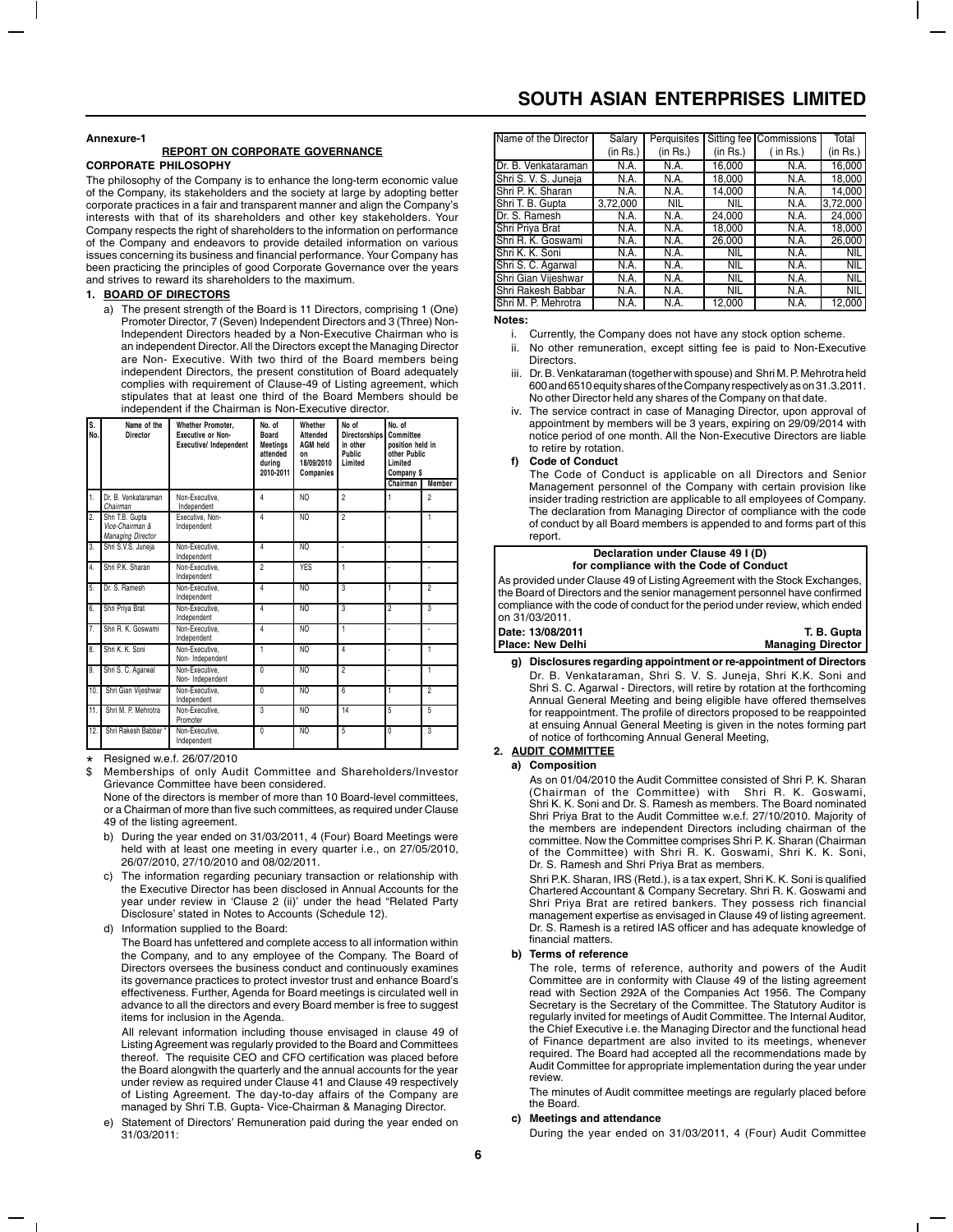**Annexure-1**

## REPORT ON CORPORATE GOVERNANCE

### CORPORATE PHILOSOPHY

The philosophy of the Company is to enhance the long-term economic value of the Company, its stakeholders and the society at large by adopting better corporate practices in a fair and transparent manner and align the Company's interests with that of its shareholders and other key stakeholders. Your Company respects the right of shareholders to the information on performance of the Company and endeavors to provide detailed information on various issues concerning its business and financial performance. Your Company has been practicing the principles of good Corporate Governance over the years and strives to reward its shareholders to the maximum.

### 1. BOARD OF DIRECTORS

a) The present strength of the Board is 11 Directors, comprising 1 (One) Promoter Director, 7 (Seven) Independent Directors and 3 (Three) Non-Independent Directors headed by a Non-Executive Chairman who is an independent Director. All the Directors except the Managing Director are Non- Executive. With two third of the Board members being independent Directors, the present constitution of Board adequately complies with requirement of Clause-49 of Listing agreement, which stipulates that at least one third of the Board Members should be independent if the Chairman is Non-Executive director.

| S. No. | Name of the Director | Whether Promoter, Executive or Non-Executive/ Independent | No. of Board Meetings attended during 2010-2011 | Whether Attended AGM held on 18/09/2010 Companies | No of Directorships in other Public Limited | No. of Committee position held in other Public Limited Company $ | |
|---|---|---|---|---|---|---|---|
| | | | | | | Chairman | Member |
| 1. | Dr. B. Venkataraman *Chairman* | Non-Executive, Independent | 4 | NO | 2 | 1 | 2 |
| 2. | Shri T.B. Gupta *Vice-Chairman & Managing Director* | Executive, Non-Independent | 4 | NO | 2 | - | 1 |
| 3. | Shri S.V.S. Juneja | Non-Executive, Independent | 4 | NO | - | - | - |
| 4. | Shri P.K. Sharan | Non-Executive, Independent | 2 | YES | 1 | - | - |
| 5. | Dr. S. Ramesh | Non-Executive, Independent | 4 | NO | 3 | 1 | 2 |
| 6. | Shri Priya Brat | Non-Executive, Independent | 4 | NO | 3 | 2 | 3 |
| 7. | Shri R. K. Goswami | Non-Executive, Independent | 4 | NO | 1 | - | - |
| 8. | Shri K. K. Soni | Non-Executive, Non- Independent | 1 | NO | 4 | - | 1 |
| 9. | Shri S. C. Agarwal | Non-Executive, Non- Independent | 0 | NO | 2 | - | 1 |
| 10. | Shri Gian Vijeshwar | Non-Executive, Independent | 0 | NO | 6 | 1 | 2 |
| 11. | Shri M. P. Mehrotra | Non-Executive, Promoter | 3 | NO | 14 | 5 | 5 |
| 12. | Shri Rakesh Babbar * | Non-Executive, Independent | 0 | NO | 5 | 0 | 3 |

\* Resigned w.e.f. 26/07/2010

$ Memberships of only Audit Committee and Shareholders/Investor Grievance Committee have been considered.

None of the directors is member of more than 10 Board-level committees, or a Chairman of more than five such committees, as required under Clause 49 of the listing agreement.

b) During the year ended on 31/03/2011, 4 (Four) Board Meetings were held with at least one meeting in every quarter i.e., on 27/05/2010, 26/07/2010, 27/10/2010 and 08/02/2011.

c) The information regarding pecuniary transaction or relationship with the Executive Director has been disclosed in Annual Accounts for the year under review in 'Clause 2 (ii)' under the head "Related Party Disclosure' stated in Notes to Accounts (Schedule 12).

d) Information supplied to the Board:

The Board has unfettered and complete access to all information within the Company, and to any employee of the Company. The Board of Directors oversees the business conduct and continuously examines its governance practices to protect investor trust and enhance Board's effectiveness. Further, Agenda for Board meetings is circulated well in advance to all the directors and every Board member is free to suggest items for inclusion in the Agenda.

All relevant information including thouse envisaged in clause 49 of Listing Agreement was regularly provided to the Board and Committees thereof. The requisite CEO and CFO certification was placed before the Board alongwith the quarterly and the annual accounts for the year under review as required under Clause 41 and Clause 49 respectively of Listing Agreement. The day-to-day affairs of the Company are managed by Shri T.B. Gupta- Vice-Chairman & Managing Director.

e) Statement of Directors' Remuneration paid during the year ended on 31/03/2011:

| Name of the Director | Salary (in Rs.) | Perquisites (in Rs.) | Sitting fee (in Rs.) | Commissions ( in Rs.) | Total (in Rs.) |
|---|---|---|---|---|---|
| Dr. B. Venkataraman | N.A. | N.A. | 16,000 | N.A. | 16,000 |
| Shri S. V. S. Juneja | N.A. | N.A. | 18,000 | N.A. | 18,000 |
| Shri P. K. Sharan | N.A. | N.A. | 14,000 | N.A. | 14,000 |
| Shri T. B. Gupta | 3,72,000 | NIL | NIL | N.A. | 3,72,000 |
| Dr. S. Ramesh | N.A. | N.A. | 24,000 | N.A. | 24,000 |
| Shri Priya Brat | N.A. | N.A. | 18,000 | N.A. | 18,000 |
| Shri R. K. Goswami | N.A. | N.A. | 26,000 | N.A. | 26,000 |
| Shri K. K. Soni | N.A. | N.A. | NIL | N.A. | NIL |
| Shri S. C. Agarwal | N.A. | N.A. | NIL | N.A. | NIL |
| Shri Gian Vijeshwar | N.A. | N.A. | NIL | N.A. | NIL |
| Shri Rakesh Babbar | N.A. | N.A. | NIL | N.A. | NIL |
| Shri M. P. Mehrotra | N.A. | N.A. | 12,000 | N.A. | 12,000 |

**Notes:**

i. Currently, the Company does not have any stock option scheme.

ii. No other remuneration, except sitting fee is paid to Non-Executive Directors.

iii. Dr. B. Venkataraman (together with spouse) and Shri M. P. Mehrotra held 600 and 6510 equity shares of the Company respectively as on 31.3.2011. No other Director held any shares of the Company on that date.

iv. The service contract in case of Managing Director, upon approval of appointment by members will be 3 years, expiring on 29/09/2014 with notice period of one month. All the Non-Executive Directors are liable to retire by rotation.

**f) Code of Conduct**

The Code of Conduct is applicable on all Directors and Senior Management personnel of the Company with certain provision like insider trading restriction are applicable to all employees of Company. The declaration from Managing Director of compliance with the code of conduct by all Board members is appended to and forms part of this report.

**Declaration under Clause 49 I (D) for compliance with the Code of Conduct**

As provided under Clause 49 of Listing Agreement with the Stock Exchanges, the Board of Directors and the senior management personnel have confirmed compliance with the code of conduct for the period under review, which ended on 31/03/2011.

**Date: 13/08/2011** — **T. B. Gupta**
**Place: New Delhi** — **Managing Director**

**g) Disclosures regarding appointment or re-appointment of Directors**

Dr. B. Venkataraman, Shri S. V. S. Juneja, Shri K.K. Soni and Shri S. C. Agarwal - Directors, will retire by rotation at the forthcoming Annual General Meeting and being eligible have offered themselves for reappointment. The profile of directors proposed to be reappointed at ensuing Annual General Meeting is given in the notes forming part of notice of forthcoming Annual General Meeting,

### 2. AUDIT COMMITTEE

**a) Composition**

As on 01/04/2010 the Audit Committee consisted of Shri P. K. Sharan (Chairman of the Committee) with Shri R. K. Goswami, Shri K. K. Soni and Dr. S. Ramesh as members. The Board nominated Shri Priya Brat to the Audit Committee w.e.f. 27/10/2010. Majority of the members are independent Directors including chairman of the committee. Now the Committee comprises Shri P. K. Sharan (Chairman of the Committee) with Shri R. K. Goswami, Shri K. K. Soni, Dr. S. Ramesh and Shri Priya Brat as members.

Shri P.K. Sharan, IRS (Retd.), is a tax expert, Shri K. K. Soni is qualified Chartered Accountant & Company Secretary. Shri R. K. Goswami and Shri Priya Brat are retired bankers. They possess rich financial management expertise as envisaged in Clause 49 of listing agreement. Dr. S. Ramesh is a retired IAS officer and has adequate knowledge of financial matters.

**b) Terms of reference**

The role, terms of reference, authority and powers of the Audit Committee are in conformity with Clause 49 of the listing agreement read with Section 292A of the Companies Act 1956. The Company Secretary is the Secretary of the Committee. The Statutory Auditor is regularly invited for meetings of Audit Committee. The Internal Auditor, the Chief Executive i.e. the Managing Director and the functional head of Finance department are also invited to its meetings, whenever required. The Board had accepted all the recommendations made by Audit Committee for appropriate implementation during the year under review.

The minutes of Audit committee meetings are regularly placed before the Board.

**c) Meetings and attendance**

During the year ended on 31/03/2011, 4 (Four) Audit Committee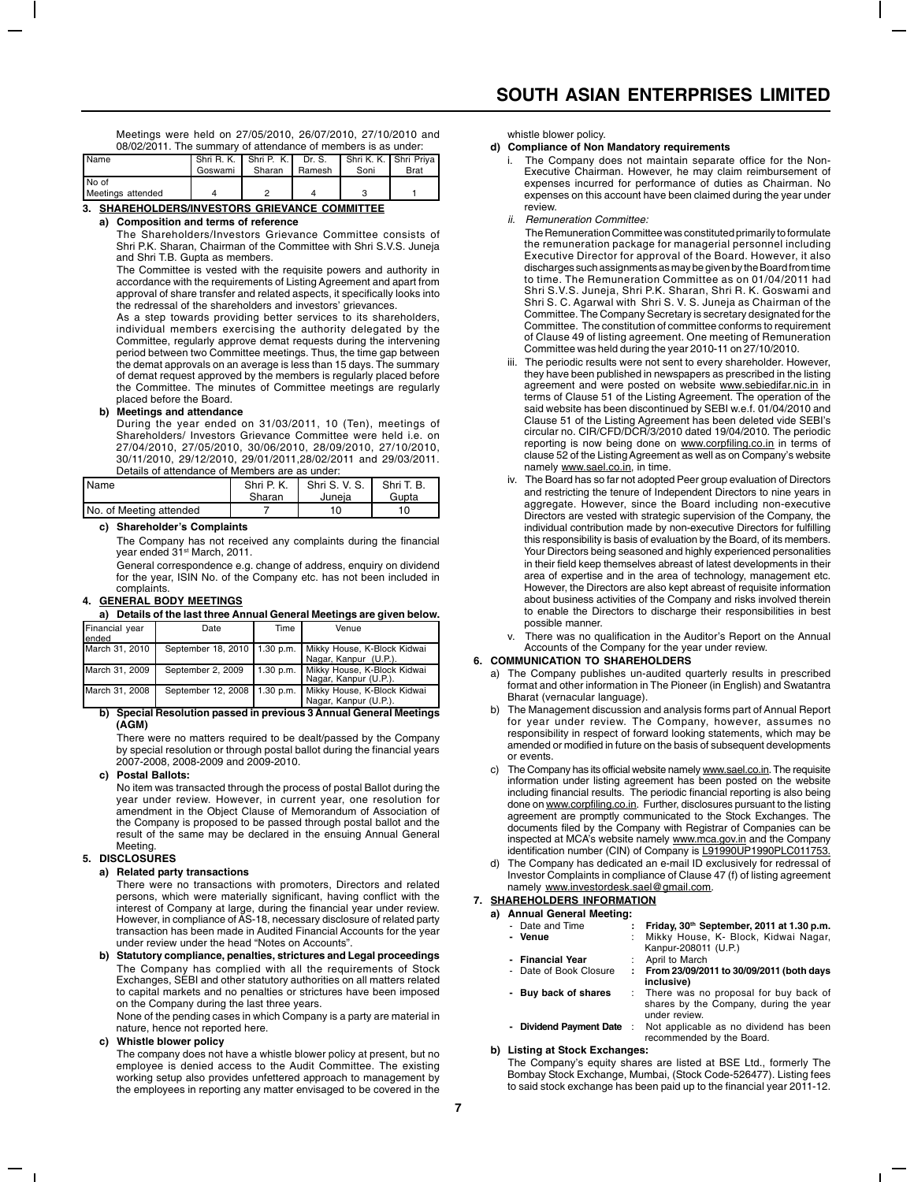Meetings were held on 27/05/2010, 26/07/2010, 27/10/2010 and 08/02/2011. The summary of attendance of members is as under:

| Name | Shri R. K. Goswami | Shri P. K. Sharan | Dr. S. Ramesh | Shri K. K. Soni | Shri Priya Brat |
|---|---|---|---|---|---|
| No of Meetings attended | 4 | 2 | 4 | 3 | 1 |

## 3. SHAREHOLDERS/INVESTORS GRIEVANCE COMMITTEE

**a) Composition and terms of reference**

The Shareholders/Investors Grievance Committee consists of Shri P.K. Sharan, Chairman of the Committee with Shri S.V.S. Juneja and Shri T.B. Gupta as members.

The Committee is vested with the requisite powers and authority in accordance with the requirements of Listing Agreement and apart from approval of share transfer and related aspects, it specifically looks into the redressal of the shareholders and investors' grievances.

As a step towards providing better services to its shareholders, individual members exercising the authority delegated by the Committee, regularly approve demat requests during the intervening period between two Committee meetings. Thus, the time gap between the demat approvals on an average is less than 15 days. The summary of demat request approved by the members is regularly placed before the Committee. The minutes of Committee meetings are regularly placed before the Board.

**b) Meetings and attendance**

During the year ended on 31/03/2011, 10 (Ten), meetings of Shareholders/ Investors Grievance Committee were held i.e. on 27/04/2010, 27/05/2010, 30/06/2010, 28/09/2010, 27/10/2010, 30/11/2010, 29/12/2010, 29/01/2011,28/02/2011 and 29/03/2011. Details of attendance of Members are as under:

| Name | Shri P. K. Sharan | Shri S. V. S. Juneja | Shri T. B. Gupta |
|---|---|---|---|
| No. of Meeting attended | 7 | 10 | 10 |

**c) Shareholder's Complaints**

The Company has not received any complaints during the financial year ended 31st March, 2011.

General correspondence e.g. change of address, enquiry on dividend for the year, ISIN No. of the Company etc. has not been included in complaints.

## 4. GENERAL BODY MEETINGS

**a) Details of the last three Annual General Meetings are given below.**

| Financial year ended | Date | Time | Venue |
|---|---|---|---|
| March 31, 2010 | September 18, 2010 | 1.30 p.m. | Mikky House, K-Block Kidwai Nagar, Kanpur (U.P.) |
| March 31, 2009 | September 2, 2009 | 1.30 p.m. | Mikky House, K-Block Kidwai Nagar, Kanpur (U.P.). |
| March 31, 2008 | September 12, 2008 | 1.30 p.m. | Mikky House, K-Block Kidwai Nagar, Kanpur (U.P.). |

**b) Special Resolution passed in previous 3 Annual General Meetings (AGM)**

There were no matters required to be dealt/passed by the Company by special resolution or through postal ballot during the financial years 2007-2008, 2008-2009 and 2009-2010.

**c) Postal Ballots:**

No item was transacted through the process of postal Ballot during the year under review. However, in current year, one resolution for amendment in the Object Clause of Memorandum of Association of the Company is proposed to be passed through postal ballot and the result of the same may be declared in the ensuing Annual General Meeting.

## 5. DISCLOSURES

**a) Related party transactions**

There were no transactions with promoters, Directors and related persons, which were materially significant, having conflict with the interest of Company at large, during the financial year under review. However, in compliance of AS-18, necessary disclosure of related party transaction has been made in Audited Financial Accounts for the year under review under the head "Notes on Accounts".

**b) Statutory compliance, penalties, strictures and Legal proceedings**

The Company has complied with all the requirements of Stock Exchanges, SEBI and other statutory authorities on all matters related to capital markets and no penalties or strictures have been imposed on the Company during the last three years.

None of the pending cases in which Company is a party are material in nature, hence not reported here.

**c) Whistle blower policy**

The company does not have a whistle blower policy at present, but no employee is denied access to the Audit Committee. The existing working setup also provides unfettered approach to management by the employees in reporting any matter envisaged to be covered in the whistle blower policy.

**d) Compliance of Non Mandatory requirements**

i. The Company does not maintain separate office for the Non-Executive Chairman. However, he may claim reimbursement of expenses incurred for performance of duties as Chairman. No expenses on this account have been claimed during the year under review.

ii. *Remuneration Committee:*

The Remuneration Committee was constituted primarily to formulate the remuneration package for managerial personnel including Executive Director for approval of the Board. However, it also discharges such assignments as may be given by the Board from time to time. The Remuneration Committee as on 01/04/2011 had Shri S.V.S. Juneja, Shri P.K. Sharan, Shri R. K. Goswami and Shri S. C. Agarwal with Shri S. V. S. Juneja as Chairman of the Committee. The Company Secretary is secretary designated for the Committee. The constitution of committee conforms to requirement of Clause 49 of listing agreement. One meeting of Remuneration Committee was held during the year 2010-11 on 27/10/2010.

iii. The periodic results were not sent to every shareholder. However, they have been published in newspapers as prescribed in the listing agreement and were posted on website www.sebiedifar.nic.in in terms of Clause 51 of the Listing Agreement. The operation of the said website has been discontinued by SEBI w.e.f. 01/04/2010 and Clause 51 of the Listing Agreement has been deleted vide SEBI's circular no. CIR/CFD/DCR/3/2010 dated 19/04/2010. The periodic reporting is now being done on www.corpfiling.co.in in terms of clause 52 of the Listing Agreement as well as on Company's website namely www.sael.co.in, in time.

iv. The Board has so far not adopted Peer group evaluation of Directors and restricting the tenure of Independent Directors to nine years in aggregate. However, since the Board including non-executive Directors are vested with strategic supervision of the Company, the individual contribution made by non-executive Directors for fulfilling this responsibility is basis of evaluation by the Board, of its members. Your Directors being seasoned and highly experienced personalities in their field keep themselves abreast of latest developments in their area of expertise and in the area of technology, management etc. However, the Directors are also kept abreast of requisite information about business activities of the Company and risks involved therein to enable the Directors to discharge their responsibilities in best possible manner.

v. There was no qualification in the Auditor's Report on the Annual Accounts of the Company for the year under review.

## 6. COMMUNICATION TO SHAREHOLDERS

a) The Company publishes un-audited quarterly results in prescribed format and other information in The Pioneer (in English) and Swatantra Bharat (vernacular language).

b) The Management discussion and analysis forms part of Annual Report for year under review. The Company, however, assumes no responsibility in respect of forward looking statements, which may be amended or modified in future on the basis of subsequent developments or events.

c) The Company has its official website namely www.sael.co.in. The requisite information under listing agreement has been posted on the website including financial results. The periodic financial reporting is also being done on www.corpfiling.co.in. Further, disclosures pursuant to the listing agreement are promptly communicated to the Stock Exchanges. The documents filed by the Company with Registrar of Companies can be inspected at MCA's website namely www.mca.gov.in and the Company identification number (CIN) of Company is L91990UP1990PLC011753.

d) The Company has dedicated an e-mail ID exclusively for redressal of Investor Complaints in compliance of Clause 47 (f) of listing agreement namely www.investordesk.sael@gmail.com.

## 7. SHAREHOLDERS INFORMATION

**a) Annual General Meeting:**

- Date and Time : **Friday, 30th September, 2011 at 1.30 p.m.**
- **Venue** : Mikky House, K- Block, Kidwai Nagar, Kanpur-208011 (U.P.)
- **Financial Year** : April to March
- Date of Book Closure : **From 23/09/2011 to 30/09/2011 (both days inclusive)**
- **Buy back of shares** : There was no proposal for buy back of shares by the Company, during the year under review.
- **Dividend Payment Date** : Not applicable as no dividend has been recommended by the Board.

**b) Listing at Stock Exchanges:**

The Company's equity shares are listed at BSE Ltd., formerly The Bombay Stock Exchange, Mumbai, (Stock Code-526477). Listing fees to said stock exchange has been paid up to the financial year 2011-12.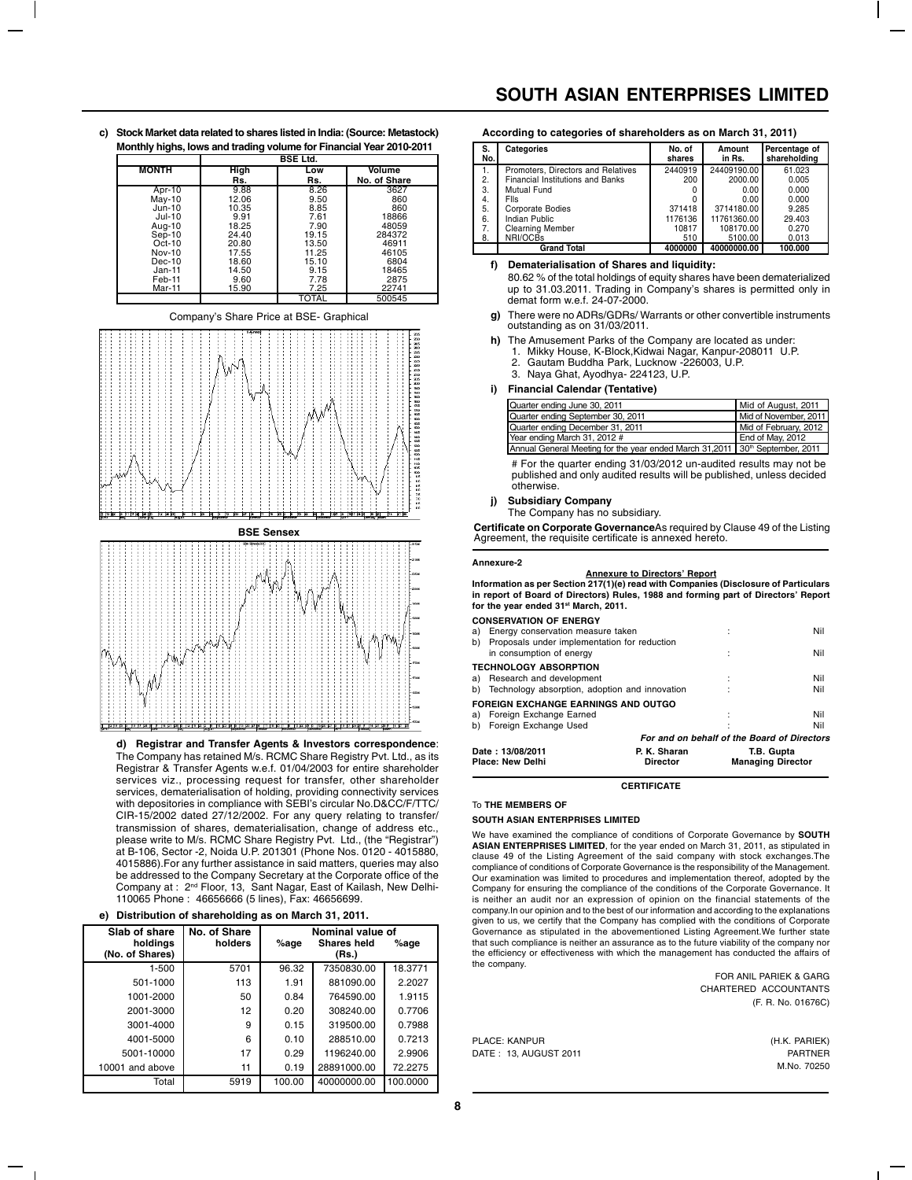**c) Stock Market data related to shares listed in India: (Source: Metastock)**
**Monthly highs, lows and trading volume for Financial Year 2010-2011**

| MONTH | BSE Ltd. | | |
|---|---|---|---|
| | High Rs. | Low Rs. | Volume No. of Share |
| Apr-10 | 9.88 | 8.26 | 3627 |
| May-10 | 12.06 | 9.50 | 860 |
| Jun-10 | 10.35 | 8.85 | 860 |
| Jul-10 | 9.91 | 7.61 | 18866 |
| Aug-10 | 18.25 | 7.90 | 48059 |
| Sep-10 | 24.40 | 19.15 | 284372 |
| Oct-10 | 20.80 | 13.50 | 46911 |
| Nov-10 | 17.55 | 11.25 | 46105 |
| Dec-10 | 18.60 | 15.10 | 6804 |
| Jan-11 | 14.50 | 9.15 | 18465 |
| Feb-11 | 9.60 | 7.78 | 2875 |
| Mar-11 | 15.90 | 7.25 | 22741 |
| | | TOTAL | 500545 |

Company's Share Price at BSE- Graphical

**BSE Sensex**

**d) Registrar and Transfer Agents & Investors correspondence**: The Company has retained M/s. RCMC Share Registry Pvt. Ltd., as its Registrar & Transfer Agents w.e.f. 01/04/2003 for entire shareholder services viz., processing request for transfer, other shareholder services, dematerialisation of holding, providing connectivity services with depositories in compliance with SEBI's circular No.D&CC/F/TTC/CIR-15/2002 dated 27/12/2002. For any query relating to transfer/transmission of shares, dematerialisation, change of address etc., please write to M/s. RCMC Share Registry Pvt. Ltd., (the "Registrar") at B-106, Sector -2, Noida U.P. 201301 (Phone Nos. 0120 - 4015880, 4015886).For any further assistance in said matters, queries may also be addressed to the Company Secretary at the Corporate office of the Company at : 2nd Floor, 13, Sant Nagar, East of Kailash, New Delhi-110065 Phone : 46656666 (5 lines), Fax: 46656699.

**e) Distribution of shareholding as on March 31, 2011.**

| Slab of share holdings (No. of Shares) | No. of Share holders | %age | Nominal value of Shares held (Rs.) | %age |
|---|---|---|---|---|
| 1-500 | 5701 | 96.32 | 7350830.00 | 18.3771 |
| 501-1000 | 113 | 1.91 | 881090.00 | 2.2027 |
| 1001-2000 | 50 | 0.84 | 764590.00 | 1.9115 |
| 2001-3000 | 12 | 0.20 | 308240.00 | 0.7706 |
| 3001-4000 | 9 | 0.15 | 319500.00 | 0.7988 |
| 4001-5000 | 6 | 0.10 | 288510.00 | 0.7213 |
| 5001-10000 | 17 | 0.29 | 1196240.00 | 2.9906 |
| 10001 and above | 11 | 0.19 | 28891000.00 | 72.2275 |
| Total | 5919 | 100.00 | 40000000.00 | 100.0000 |

**According to categories of shareholders as on March 31, 2011)**

| S. No. | Categories | No. of shares | Amount in Rs. | Percentage of shareholding |
|---|---|---|---|---|
| 1. | Promoters, Directors and Relatives | 2440919 | 24409190.00 | 61.023 |
| 2. | Financial Institutions and Banks | 200 | 2000.00 | 0.005 |
| 3. | Mutual Fund | 0 | 0.00 | 0.000 |
| 4. | FIIs | 0 | 0.00 | 0.000 |
| 5. | Corporate Bodies | 371418 | 3714180.00 | 9.285 |
| 6. | Indian Public | 1176136 | 11761360.00 | 29.403 |
| 7. | Clearning Member | 10817 | 108170.00 | 0.270 |
| 8. | NRI/OCBs | 510 | 5100.00 | 0.013 |
| | **Grand Total** | **4000000** | **40000000.00** | **100.000** |

**f) Dematerialisation of Shares and liquidity:**

80.62 % of the total holdings of equity shares have been dematerialized up to 31.03.2011. Trading in Company's shares is permitted only in demat form w.e.f. 24-07-2000.

**g)** There were no ADRs/GDRs/ Warrants or other convertible instruments outstanding as on 31/03/2011.

**h)** The Amusement Parks of the Company are located as under:
1. Mikky House, K-Block,Kidwai Nagar, Kanpur-208011 U.P.
2. Gautam Buddha Park, Lucknow -226003, U.P.
3. Naya Ghat, Ayodhya- 224123, U.P.

**i) Financial Calendar (Tentative)**

| | |
|---|---|
| Quarter ending June 30, 2011 | Mid of August, 2011 |
| Quarter ending September 30, 2011 | Mid of November, 2011 |
| Quarter ending December 31, 2011 | Mid of February, 2012 |
| Year ending March 31, 2012 # | End of May, 2012 |
| Annual General Meeting for the year ended March 31,2011 | 30th September, 2011 |

# For the quarter ending 31/03/2012 un-audited results may not be published and only audited results will be published, unless decided otherwise.

**j) Subsidiary Company**

The Company has no subsidiary.

**Certificate on Corporate Governance** As required by Clause 49 of the Listing Agreement, the requisite certificate is annexed hereto.

**Annexure-2**

**Annexure to Directors' Report**

**Information as per Section 217(1)(e) read with Companies (Disclosure of Particulars in report of Board of Directors) Rules, 1988 and forming part of Directors' Report for the year ended 31st March, 2011.**

**CONSERVATION OF ENERGY**

a) Energy conservation measure taken : Nil

b) Proposals under implementation for reduction in consumption of energy : Nil

**TECHNOLOGY ABSORPTION**

a) Research and development : Nil

b) Technology absorption, adoption and innovation : Nil

**FOREIGN EXCHANGE EARNINGS AND OUTGO**

a) Foreign Exchange Earned : Nil

b) Foreign Exchange Used : Nil

*For and on behalf of the Board of Directors*

**Date : 13/08/2011**
**Place: New Delhi**

**P. K. Sharan**
**Director**

**T.B. Gupta**
**Managing Director**

**CERTIFICATE**

To **THE MEMBERS OF**

**SOUTH ASIAN ENTERPRISES LIMITED**

We have examined the compliance of conditions of Corporate Governance by **SOUTH ASIAN ENTERPRISES LIMITED**, for the year ended on March 31, 2011, as stipulated in clause 49 of the Listing Agreement of the said company with stock exchanges.The compliance of conditions of Corporate Governance is the responsibility of the Management. Our examination was limited to procedures and implementation thereof, adopted by the Company for ensuring the compliance of the conditions of the Corporate Governance. It is neither an audit nor an expression of opinion on the financial statements of the company.In our opinion and to the best of our information and according to the explanations given to us, we certify that the Company has complied with the conditions of Corporate Governance as stipulated in the abovementioned Listing Agreement.We further state that such compliance is neither an assurance as to the future viability of the company nor the efficiency or effectiveness with which the management has conducted the affairs of the company.

FOR ANIL PARIEK & GARG
CHARTERED ACCOUNTANTS
(F. R. No. 01676C)

PLACE: KANPUR
DATE : 13, AUGUST 2011

(H.K. PARIEK)
PARTNER
M.No. 70250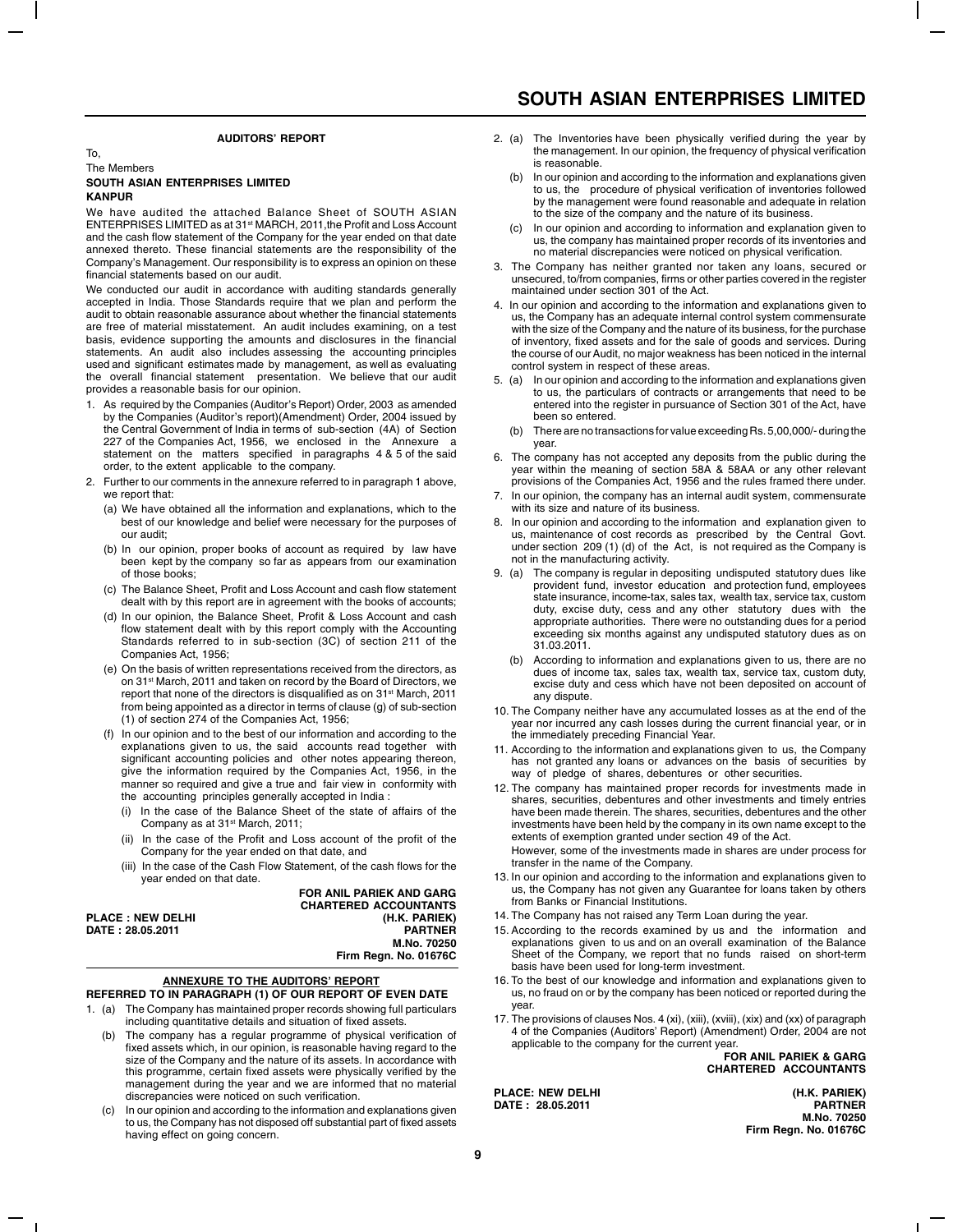## AUDITORS' REPORT

To,

The Members

**SOUTH ASIAN ENTERPRISES LIMITED**

**KANPUR**

We have audited the attached Balance Sheet of SOUTH ASIAN ENTERPRISES LIMITED as at 31st MARCH, 2011,the Profit and Loss Account and the cash flow statement of the Company for the year ended on that date annexed thereto. These financial statements are the responsibility of the Company's Management. Our responsibility is to express an opinion on these financial statements based on our audit.

We conducted our audit in accordance with auditing standards generally accepted in India. Those Standards require that we plan and perform the audit to obtain reasonable assurance about whether the financial statements are free of material misstatement. An audit includes examining, on a test basis, evidence supporting the amounts and disclosures in the financial statements. An audit also includes assessing the accounting principles used and significant estimates made by management, as well as evaluating the overall financial statement presentation. We believe that our audit provides a reasonable basis for our opinion.

1. As required by the Companies (Auditor's Report) Order, 2003 as amended by the Companies (Auditor's report)(Amendment) Order, 2004 issued by the Central Government of India in terms of sub-section (4A) of Section 227 of the Companies Act, 1956, we enclosed in the Annexure a statement on the matters specified in paragraphs 4 & 5 of the said order, to the extent applicable to the company.
2. Further to our comments in the annexure referred to in paragraph 1 above, we report that:
   - (a) We have obtained all the information and explanations, which to the best of our knowledge and belief were necessary for the purposes of our audit;
   - (b) In our opinion, proper books of account as required by law have been kept by the company so far as appears from our examination of those books;
   - (c) The Balance Sheet, Profit and Loss Account and cash flow statement dealt with by this report are in agreement with the books of accounts;
   - (d) In our opinion, the Balance Sheet, Profit & Loss Account and cash flow statement dealt with by this report comply with the Accounting Standards referred to in sub-section (3C) of section 211 of the Companies Act, 1956;
   - (e) On the basis of written representations received from the directors, as on 31st March, 2011 and taken on record by the Board of Directors, we report that none of the directors is disqualified as on 31st March, 2011 from being appointed as a director in terms of clause (g) of sub-section (1) of section 274 of the Companies Act, 1956;
   - (f) In our opinion and to the best of our information and according to the explanations given to us, the said accounts read together with significant accounting policies and other notes appearing thereon, give the information required by the Companies Act, 1956, in the manner so required and give a true and fair view in conformity with the accounting principles generally accepted in India :
     - (i) In the case of the Balance Sheet of the state of affairs of the Company as at 31st March, 2011;
     - (ii) In the case of the Profit and Loss account of the profit of the Company for the year ended on that date, and
     - (iii) In the case of the Cash Flow Statement, of the cash flows for the year ended on that date.

**FOR ANIL PARIEK AND GARG**
**CHARTERED ACCOUNTANTS**
**(H.K. PARIEK)**
**PARTNER**
**M.No. 70250**
**Firm Regn. No. 01676C**

**PLACE : NEW DELHI**
**DATE : 28.05.2011**

## ANNEXURE TO THE AUDITORS' REPORT

### REFERRED TO IN PARAGRAPH (1) OF OUR REPORT OF EVEN DATE

1. (a) The Company has maintained proper records showing full particulars including quantitative details and situation of fixed assets.
   (b) The company has a regular programme of physical verification of fixed assets which, in our opinion, is reasonable having regard to the size of the Company and the nature of its assets. In accordance with this programme, certain fixed assets were physically verified by the management during the year and we are informed that no material discrepancies were noticed on such verification.
   (c) In our opinion and according to the information and explanations given to us, the Company has not disposed off substantial part of fixed assets having effect on going concern.
2. (a) The Inventories have been physically verified during the year by the management. In our opinion, the frequency of physical verification is reasonable.
   (b) In our opinion and according to the information and explanations given to us, the procedure of physical verification of inventories followed by the management were found reasonable and adequate in relation to the size of the company and the nature of its business.
   (c) In our opinion and according to information and explanation given to us, the company has maintained proper records of its inventories and no material discrepancies were noticed on physical verification.
3. The Company has neither granted nor taken any loans, secured or unsecured, to/from companies, firms or other parties covered in the register maintained under section 301 of the Act.
4. In our opinion and according to the information and explanations given to us, the Company has an adequate internal control system commensurate with the size of the Company and the nature of its business, for the purchase of inventory, fixed assets and for the sale of goods and services. During the course of our Audit, no major weakness has been noticed in the internal control system in respect of these areas.
5. (a) In our opinion and according to the information and explanations given to us, the particulars of contracts or arrangements that need to be entered into the register in pursuance of Section 301 of the Act, have been so entered.
   (b) There are no transactions for value exceeding Rs. 5,00,000/- during the year.
6. The company has not accepted any deposits from the public during the year within the meaning of section 58A & 58AA or any other relevant provisions of the Companies Act, 1956 and the rules framed there under.
7. In our opinion, the company has an internal audit system, commensurate with its size and nature of its business.
8. In our opinion and according to the information and explanation given to us, maintenance of cost records as prescribed by the Central Govt. under section 209 (1) (d) of the Act, is not required as the Company is not in the manufacturing activity.
9. (a) The company is regular in depositing undisputed statutory dues like provident fund, investor education and protection fund, employees state insurance, income-tax, sales tax, wealth tax, service tax, custom duty, excise duty, cess and any other statutory dues with the appropriate authorities. There were no outstanding dues for a period exceeding six months against any undisputed statutory dues as on 31.03.2011.
   (b) According to information and explanations given to us, there are no dues of income tax, sales tax, wealth tax, service tax, custom duty, excise duty and cess which have not been deposited on account of any dispute.
10. The Company neither have any accumulated losses as at the end of the year nor incurred any cash losses during the current financial year, or in the immediately preceding Financial Year.
11. According to the information and explanations given to us, the Company has not granted any loans or advances on the basis of securities by way of pledge of shares, debentures or other securities.
12. The company has maintained proper records for investments made in shares, securities, debentures and other investments and timely entries have been made therein. The shares, securities, debentures and the other investments have been held by the company in its own name except to the extents of exemption granted under section 49 of the Act.
    However, some of the investments made in shares are under process for transfer in the name of the Company.
13. In our opinion and according to the information and explanations given to us, the Company has not given any Guarantee for loans taken by others from Banks or Financial Institutions.
14. The Company has not raised any Term Loan during the year.
15. According to the records examined by us and the information and explanations given to us and on an overall examination of the Balance Sheet of the Company, we report that no funds raised on short-term basis have been used for long-term investment.
16. To the best of our knowledge and information and explanations given to us, no fraud on or by the company has been noticed or reported during the year.
17. The provisions of clauses Nos. 4 (xi), (xiii), (xviii), (xix) and (xx) of paragraph 4 of the Companies (Auditors' Report) (Amendment) Order, 2004 are not applicable to the company for the current year.

**FOR ANIL PARIEK & GARG**
**CHARTERED ACCOUNTANTS**

**PLACE: NEW DELHI**
**DATE : 28.05.2011**

**(H.K. PARIEK)**
**PARTNER**
**M.No. 70250**
**Firm Regn. No. 01676C**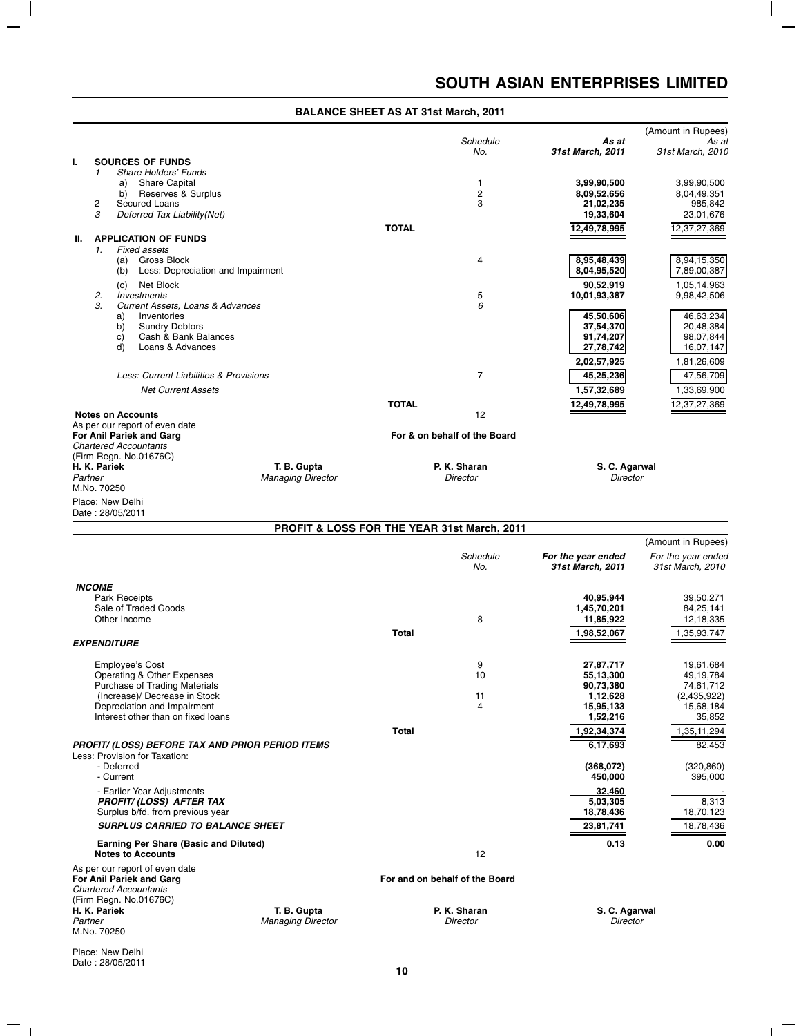# SOUTH ASIAN ENTERPRISES LIMITED

## BALANCE SHEET AS AT 31st March, 2011

(Amount in Rupees)

| | | Schedule No. | As at 31st March, 2011 | As at 31st March, 2010 |
|---|---|---|---|---|
| **I.** | **SOURCES OF FUNDS** | | | |
| 1 | *Share Holders' Funds* | | | |
| | a) Share Capital | 1 | **3,99,90,500** | 3,99,90,500 |
| | b) Reserves & Surplus | 2 | **8,09,52,656** | 8,04,49,351 |
| 2 | Secured Loans | 3 | **21,02,235** | 985,842 |
| 3 | *Deferred Tax Liability(Net)* | | **19,33,604** | 23,01,676 |
| | **TOTAL** | | **12,49,78,995** | 12,37,27,369 |
| **II.** | **APPLICATION OF FUNDS** | | | |
| 1. | *Fixed assets* | | | |
| | (a) Gross Block | 4 | **8,95,48,439** | 8,94,15,350 |
| | (b) Less: Depreciation and Impairment | | **8,04,95,520** | 7,89,00,387 |
| | (c) Net Block | | **90,52,919** | 1,05,14,963 |
| 2. | *Investments* | 5 | **10,01,93,387** | 9,98,42,506 |
| 3. | *Current Assets, Loans & Advances* | *6* | | |
| | a) Inventories | | **45,50,606** | 46,63,234 |
| | b) Sundry Debtors | | **37,54,370** | 20,48,384 |
| | c) Cash & Bank Balances | | **91,74,207** | 98,07,844 |
| | d) Loans & Advances | | **27,78,742** | 16,07,147 |
| | | | **2,02,57,925** | 1,81,26,609 |
| | *Less: Current Liabilities & Provisions* | 7 | **45,25,236** | 47,56,709 |
| | *Net Current Assets* | | **1,57,32,689** | 1,33,69,900 |
| | **TOTAL** | | **12,49,78,995** | 12,37,27,369 |
| | **Notes on Accounts** | 12 | | |

As per our report of even date
**For Anil Pariek and Garg**
*Chartered Accountants*
(Firm Regn. No.01676C)
**H. K. Pariek**
*Partner*
M.No. 70250

Place: New Delhi
Date : 28/05/2011

**For & on behalf of the Board**

| **T. B. Gupta** | **P. K. Sharan** | **S. C. Agarwal** |
|---|---|---|
| *Managing Director* | *Director* | *Director* |

## PROFIT & LOSS FOR THE YEAR 31st March, 2011

(Amount in Rupees)

| | Schedule No. | For the year ended 31st March, 2011 | For the year ended 31st March, 2010 |
|---|---|---|---|
| ***INCOME*** | | | |
| Park Receipts | | **40,95,944** | 39,50,271 |
| Sale of Traded Goods | | **1,45,70,201** | 84,25,141 |
| Other Income | 8 | **11,85,922** | 12,18,335 |
| **Total** | | **1,98,52,067** | 1,35,93,747 |
| ***EXPENDITURE*** | | | |
| Employee's Cost | 9 | **27,87,717** | 19,61,684 |
| Operating & Other Expenses | 10 | **55,13,300** | 49,19,784 |
| Purchase of Trading Materials | | **90,73,380** | 74,61,712 |
| (Increase)/ Decrease in Stock | 11 | **1,12,628** | (2,435,922) |
| Depreciation and Impairment | 4 | **15,95,133** | 15,68,184 |
| Interest other than on fixed loans | | **1,52,216** | 35,852 |
| **Total** | | **1,92,34,374** | 1,35,11,294 |
| ***PROFIT/ (LOSS) BEFORE TAX AND PRIOR PERIOD ITEMS*** | | **6,17,693** | 82,453 |
| Less: Provision for Taxation: | | | |
| - Deferred | | **(368,072)** | (320,860) |
| - Current | | **450,000** | 395,000 |
| - Earlier Year Adjustments | | **32,460** | - |
| ***PROFIT/ (LOSS) AFTER TAX*** | | **5,03,305** | 8,313 |
| Surplus b/fd. from previous year | | **18,78,436** | 18,70,123 |
| ***SURPLUS CARRIED TO BALANCE SHEET*** | | **23,81,741** | 18,78,436 |
| **Earning Per Share (Basic and Diluted)** | | **0.13** | **0.00** |
| **Notes to Accounts** | 12 | | |

As per our report of even date
**For Anil Pariek and Garg**
*Chartered Accountants*
(Firm Regn. No.01676C)
**H. K. Pariek**
*Partner*
M.No. 70250

Place: New Delhi
Date : 28/05/2011

**For and on behalf of the Board**

| **T. B. Gupta** | **P. K. Sharan** | **S. C. Agarwal** |
|---|---|---|
| *Managing Director* | *Director* | *Director* |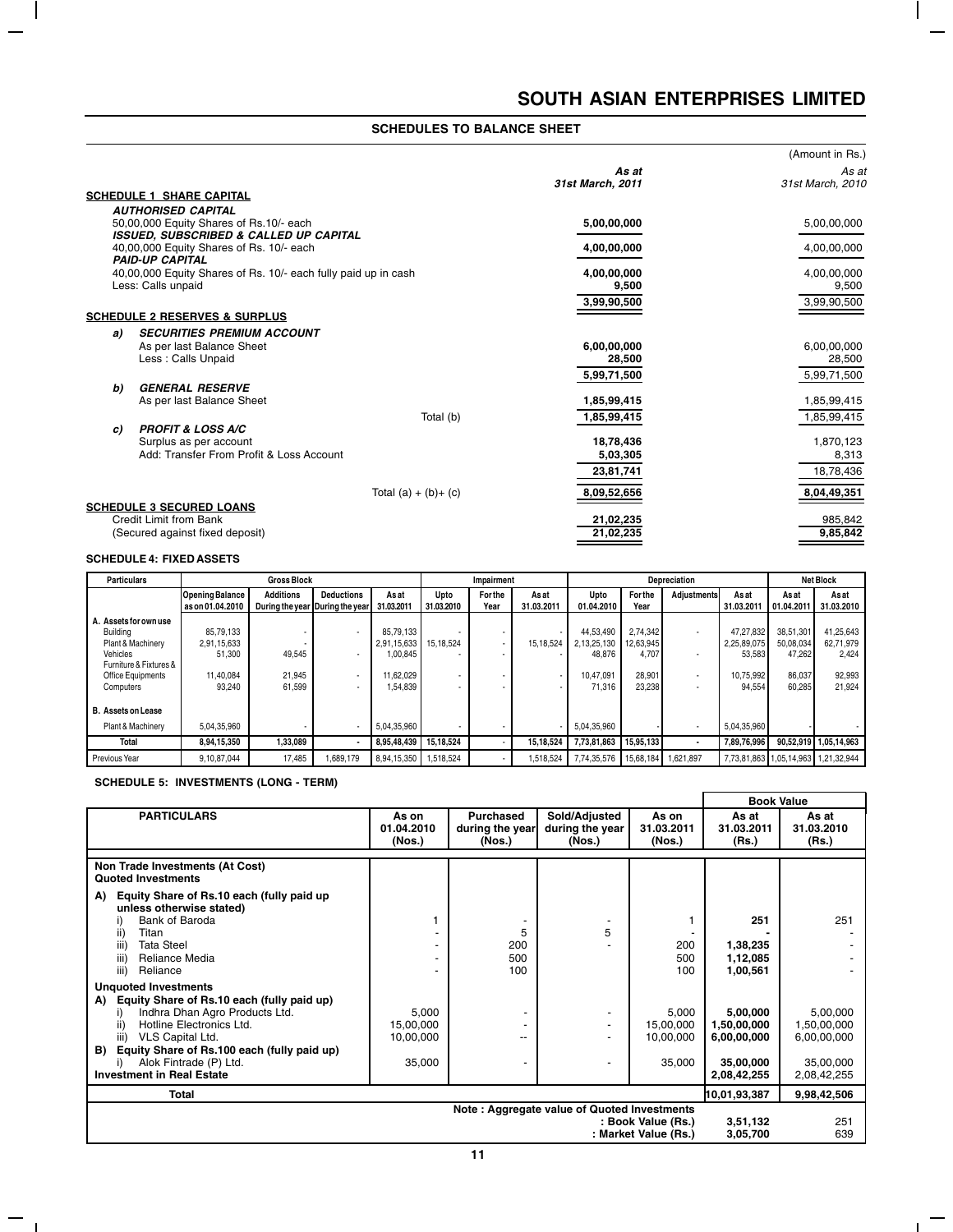## SCHEDULES TO BALANCE SHEET

(Amount in Rs.)

| | As at 31st March, 2011 | As at 31st March, 2010 |
|---|---|---|
| **SCHEDULE 1 SHARE CAPITAL** | | |
| ***AUTHORISED CAPITAL*** | | |
| 50,00,000 Equity Shares of Rs.10/- each | 5,00,00,000 | 5,00,00,000 |
| ***ISSUED, SUBSCRIBED & CALLED UP CAPITAL*** | | |
| 40,00,000 Equity Shares of Rs. 10/- each | 4,00,00,000 | 4,00,00,000 |
| ***PAID-UP CAPITAL*** | | |
| 40,00,000 Equity Shares of Rs. 10/- each fully paid up in cash | 4,00,00,000 | 4,00,00,000 |
| Less: Calls unpaid | 9,500 | 9,500 |
| | 3,99,90,500 | 3,99,90,500 |
| **SCHEDULE 2 RESERVES & SURPLUS** | | |
| ***a) SECURITIES PREMIUM ACCOUNT*** | | |
| As per last Balance Sheet | 6,00,00,000 | 6,00,00,000 |
| Less : Calls Unpaid | 28,500 | 28,500 |
| | 5,99,71,500 | 5,99,71,500 |
| ***b) GENERAL RESERVE*** | | |
| As per last Balance Sheet | 1,85,99,415 | 1,85,99,415 |
| Total (b) | 1,85,99,415 | 1,85,99,415 |
| ***c) PROFIT & LOSS A/C*** | | |
| Surplus as per account | 18,78,436 | 1,870,123 |
| Add: Transfer From Profit & Loss Account | 5,03,305 | 8,313 |
| | 23,81,741 | 18,78,436 |
| Total (a) + (b)+ (c) | 8,09,52,656 | 8,04,49,351 |
| **SCHEDULE 3 SECURED LOANS** | | |
| Credit Limit from Bank | 21,02,235 | 985,842 |
| (Secured against fixed deposit) | 21,02,235 | 9,85,842 |

### SCHEDULE 4: FIXED ASSETS

| Particulars | Gross Block | | | | Impairment | | | Depreciation | | | | Net Block | |
|---|---|---|---|---|---|---|---|---|---|---|---|---|---|
| | Opening Balance as on 01.04.2010 | Additions During the year | Deductions During the year | As at 31.03.2011 | Upto 31.03.2010 | For the Year | As at 31.03.2011 | Upto 01.04.2010 | For the Year | Adjustments | As at 31.03.2011 | As at 01.04.2011 | As at 31.03.2010 |
| **A. Assets for own use** | | | | | | | | | | | | | |
| Building | 85,79,133 | - | - | 85,79,133 | - | - | - | 44,53,490 | 2,74,342 | - | 47,27,832 | 38,51,301 | 41,25,643 |
| Plant & Machinery | 2,91,15,633 | - | | 2,91,15,633 | 15,18,524 | - | 15,18,524 | 2,13,25,130 | 12,63,945 | | 2,25,89,075 | 50,08,034 | 62,71,979 |
| Vehicles | 51,300 | 49,545 | - | 1,00,845 | - | - | - | 48,876 | 4,707 | - | 53,583 | 47,262 | 2,424 |
| Furniture & Fixtures & Office Equipments | 11,40,084 | 21,945 | - | 11,62,029 | - | - | - | 10,47,091 | 28,901 | - | 10,75,992 | 86,037 | 92,993 |
| Computers | 93,240 | 61,599 | - | 1,54,839 | - | - | - | 71,316 | 23,238 | - | 94,554 | 60,285 | 21,924 |
| **B. Assets on Lease** | | | | | | | | | | | | | |
| Plant & Machinery | 5,04,35,960 | - | - | 5,04,35,960 | - | - | - | 5,04,35,960 | - | - | 5,04,35,960 | - | - |
| **Total** | 8,94,15,350 | 1,33,089 | - | 8,95,48,439 | 15,18,524 | - | 15,18,524 | 7,73,81,863 | 15,95,133 | - | 7,89,76,996 | 90,52,919 | 1,05,14,963 |
| Previous Year | 9,10,87,044 | 17,485 | 1,689,179 | 8,94,15,350 | 1,518,524 | - | 1,518,524 | 7,74,35,576 | 15,68,184 | 1,621,897 | 7,73,81,863 | 1,05,14,963 | 1,21,32,944 |

### SCHEDULE 5: INVESTMENTS (LONG - TERM)

| PARTICULARS | As on 01.04.2010 (Nos.) | Purchased during the year (Nos.) | Sold/Adjusted during the year (Nos.) | As on 31.03.2011 (Nos.) | Book Value As at 31.03.2011 (Rs.) | Book Value As at 31.03.2010 (Rs.) |
|---|---|---|---|---|---|---|
| **Non Trade Investments (At Cost)** | | | | | | |
| **Quoted Investments** | | | | | | |
| **A) Equity Share of Rs.10 each (fully paid up unless otherwise stated)** | | | | | | |
| i) Bank of Baroda | 1 | - | - | 1 | 251 | 251 |
| ii) Titan | - | 5 | 5 | - | - | - |
| iii) Tata Steel | - | 200 | - | 200 | 1,38,235 | - |
| iii) Reliance Media | - | 500 | | 500 | 1,12,085 | - |
| iii) Reliance | - | 100 | | 100 | 1,00,561 | - |
| **Unquoted Investments** | | | | | | |
| **A) Equity Share of Rs.10 each (fully paid up)** | | | | | | |
| i) Indhra Dhan Agro Products Ltd. | 5,000 | - | - | 5,000 | 5,00,000 | 5,00,000 |
| ii) Hotline Electronics Ltd. | 15,00,000 | - | - | 15,00,000 | 1,50,00,000 | 1,50,00,000 |
| iii) VLS Capital Ltd. | 10,00,000 | -- | - | 10,00,000 | 6,00,00,000 | 6,00,00,000 |
| **B) Equity Share of Rs.100 each (fully paid up)** | | | | | | |
| i) Alok Fintrade (P) Ltd. | 35,000 | - | - | 35,000 | 35,00,000 | 35,00,000 |
| **Investment in Real Estate** | | | | | 2,08,42,255 | 2,08,42,255 |
| **Total** | | | | | 10,01,93,387 | 9,98,42,506 |
| | | **Note : Aggregate value of Quoted Investments** | | | | |
| | | | | : Book Value (Rs.) | 3,51,132 | 251 |
| | | | | : Market Value (Rs.) | 3,05,700 | 639 |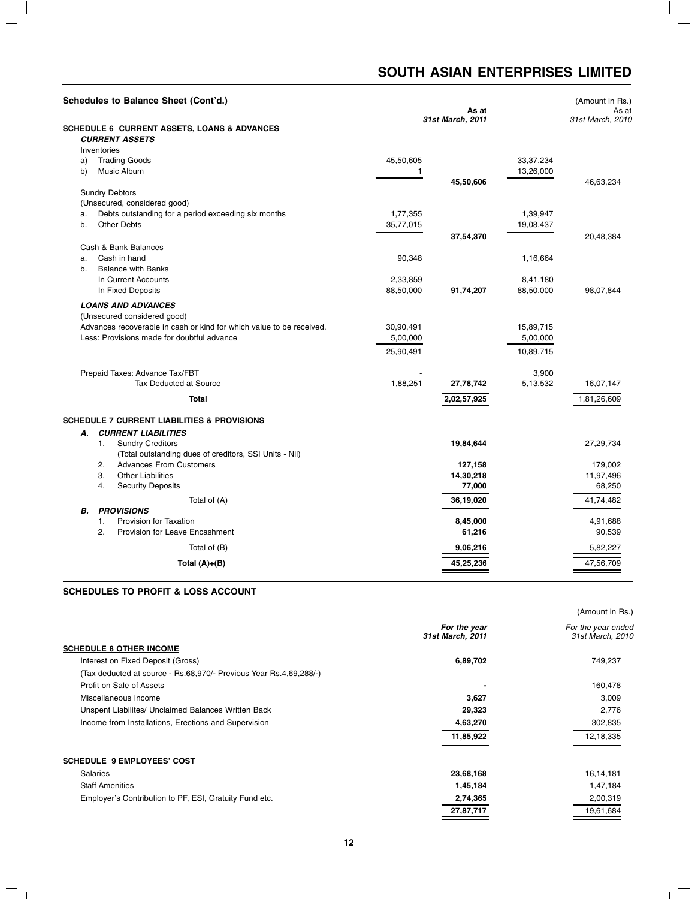# SOUTH ASIAN ENTERPRISES LIMITED

**Schedules to Balance Sheet (Cont'd.)**

(Amount in Rs.)

| | | As at *31st March, 2011* | | As at *31st March, 2010* |
|---|---|---|---|---|
| **SCHEDULE 6 CURRENT ASSETS, LOANS & ADVANCES** | | | | |
| ***CURRENT ASSETS*** | | | | |
| Inventories | | | | |
| a) Trading Goods | 45,50,605 | | 33,37,234 | |
| b) Music Album | 1 | | 13,26,000 | |
| | | **45,50,606** | | 46,63,234 |
| Sundry Debtors | | | | |
| (Unsecured, considered good) | | | | |
| a. Debts outstanding for a period exceeding six months | 1,77,355 | | 1,39,947 | |
| b. Other Debts | 35,77,015 | | 19,08,437 | |
| | | **37,54,370** | | 20,48,384 |
| Cash & Bank Balances | | | | |
| a. Cash in hand | 90,348 | | 1,16,664 | |
| b. Balance with Banks | | | | |
| In Current Accounts | 2,33,859 | | 8,41,180 | |
| In Fixed Deposits | 88,50,000 | **91,74,207** | 88,50,000 | 98,07,844 |
| ***LOANS AND ADVANCES*** | | | | |
| (Unsecured considered good) | | | | |
| Advances recoverable in cash or kind for which value to be received. | 30,90,491 | | 15,89,715 | |
| Less: Provisions made for doubtful advance | 5,00,000 | | 5,00,000 | |
| | 25,90,491 | | 10,89,715 | |
| Prepaid Taxes: Advance Tax/FBT | - | | 3,900 | |
| Tax Deducted at Source | 1,88,251 | **27,78,742** | 5,13,532 | 16,07,147 |
| **Total** | | **2,02,57,925** | | 1,81,26,609 |

| | As at *31st March, 2011* | As at *31st March, 2010* |
|---|---|---|
| **SCHEDULE 7 CURRENT LIABILITIES & PROVISIONS** | | |
| ***A. CURRENT LIABILITIES*** | | |
| 1. Sundry Creditors | **19,84,644** | 27,29,734 |
| (Total outstanding dues of creditors, SSI Units - Nil) | | |
| 2. Advances From Customers | **127,158** | 179,002 |
| 3. Other Liabilities | **14,30,218** | 11,97,496 |
| 4. Security Deposits | **77,000** | 68,250 |
| Total of (A) | **36,19,020** | 41,74,482 |
| ***B. PROVISIONS*** | | |
| 1. Provision for Taxation | **8,45,000** | 4,91,688 |
| 2. Provision for Leave Encashment | **61,216** | 90,539 |
| Total of (B) | **9,06,216** | 5,82,227 |
| **Total (A)+(B)** | **45,25,236** | 47,56,709 |

## SCHEDULES TO PROFIT & LOSS ACCOUNT

(Amount in Rs.)

| | *For the year 31st March, 2011* | *For the year ended 31st March, 2010* |
|---|---|---|
| **SCHEDULE 8 OTHER INCOME** | | |
| Interest on Fixed Deposit (Gross) | **6,89,702** | 749,237 |
| (Tax deducted at source - Rs.68,970/- Previous Year Rs.4,69,288/-) | | |
| Profit on Sale of Assets | **-** | 160,478 |
| Miscellaneous Income | **3,627** | 3,009 |
| Unspent Liabilites/ Unclaimed Balances Written Back | **29,323** | 2,776 |
| Income from Installations, Erections and Supervision | **4,63,270** | 302,835 |
| | **11,85,922** | 12,18,335 |
| **SCHEDULE 9 EMPLOYEES' COST** | | |
| Salaries | **23,68,168** | 16,14,181 |
| Staff Amenities | **1,45,184** | 1,47,184 |
| Employer's Contribution to PF, ESI, Gratuity Fund etc. | **2,74,365** | 2,00,319 |
| | **27,87,717** | 19,61,684 |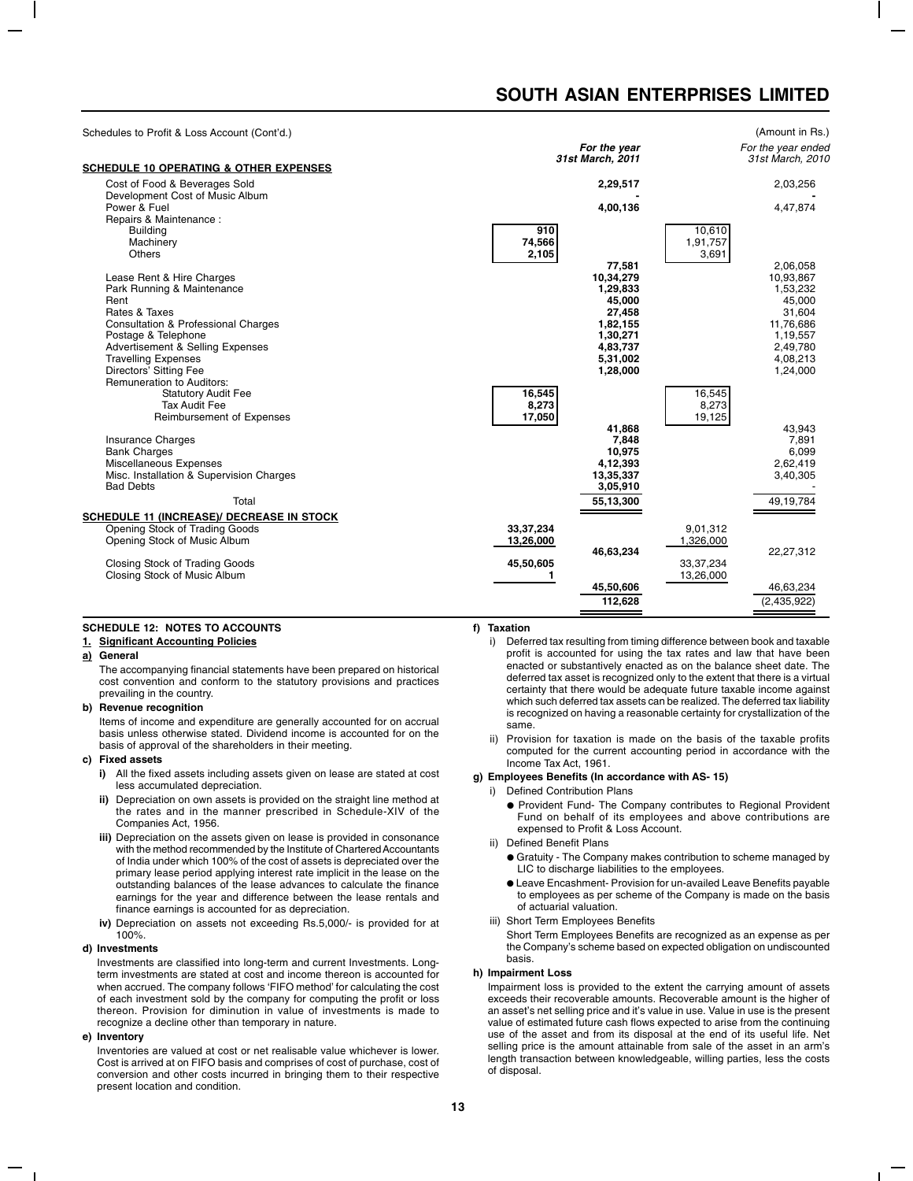Schedules to Profit & Loss Account (Cont'd.) (Amount in Rs.)

| | | For the year 31st March, 2011 | | For the year ended 31st March, 2010 |
|---|---|---|---|---|
| **SCHEDULE 10 OPERATING & OTHER EXPENSES** | | | | |
| Cost of Food & Beverages Sold | | 2,29,517 | | 2,03,256 |
| Development Cost of Music Album | | - | | - |
| Power & Fuel | | 4,00,136 | | 4,47,874 |
| Repairs & Maintenance : | | | | |
| Building | 910 | | 10,610 | |
| Machinery | 74,566 | | 1,91,757 | |
| Others | 2,105 | | 3,691 | |
| | | 77,581 | | 2,06,058 |
| Lease Rent & Hire Charges | | 10,34,279 | | 10,93,867 |
| Park Running & Maintenance | | 1,29,833 | | 1,53,232 |
| Rent | | 45,000 | | 45,000 |
| Rates & Taxes | | 27,458 | | 31,604 |
| Consultation & Professional Charges | | 1,82,155 | | 11,76,686 |
| Postage & Telephone | | 1,30,271 | | 1,19,557 |
| Advertisement & Selling Expenses | | 4,83,737 | | 2,49,780 |
| Travelling Expenses | | 5,31,002 | | 4,08,213 |
| Directors' Sitting Fee | | 1,28,000 | | 1,24,000 |
| Remuneration to Auditors: | | | | |
| Statutory Audit Fee | 16,545 | | 16,545 | |
| Tax Audit Fee | 8,273 | | 8,273 | |
| Reimbursement of Expenses | 17,050 | | 19,125 | |
| | | 41,868 | | 43,943 |
| Insurance Charges | | 7,848 | | 7,891 |
| Bank Charges | | 10,975 | | 6,099 |
| Miscellaneous Expenses | | 4,12,393 | | 2,62,419 |
| Misc. Installation & Supervision Charges | | 13,35,337 | | 3,40,305 |
| Bad Debts | | 3,05,910 | | - |
| Total | | 55,13,300 | | 49,19,784 |
| **SCHEDULE 11 (INCREASE)/ DECREASE IN STOCK** | | | | |
| Opening Stock of Trading Goods | 33,37,234 | | 9,01,312 | |
| Opening Stock of Music Album | 13,26,000 | | 1,326,000 | |
| | | 46,63,234 | | 22,27,312 |
| Closing Stock of Trading Goods | 45,50,605 | | 33,37,234 | |
| Closing Stock of Music Album | 1 | | 13,26,000 | |
| | | 45,50,606 | | 46,63,234 |
| | | 112,628 | | (2,435,922) |

## SCHEDULE 12: NOTES TO ACCOUNTS

### 1. Significant Accounting Policies

**a) General**

The accompanying financial statements have been prepared on historical cost convention and conform to the statutory provisions and practices prevailing in the country.

**b) Revenue recognition**

Items of income and expenditure are generally accounted for on accrual basis unless otherwise stated. Dividend income is accounted for on the basis of approval of the shareholders in their meeting.

**c) Fixed assets**

- **i)** All the fixed assets including assets given on lease are stated at cost less accumulated depreciation.
- **ii)** Depreciation on own assets is provided on the straight line method at the rates and in the manner prescribed in Schedule-XIV of the Companies Act, 1956.
- **iii)** Depreciation on the assets given on lease is provided in consonance with the method recommended by the Institute of Chartered Accountants of India under which 100% of the cost of assets is depreciated over the primary lease period applying interest rate implicit in the lease on the outstanding balances of the lease advances to calculate the finance earnings for the year and difference between the lease rentals and finance earnings is accounted for as depreciation.
- **iv)** Depreciation on assets not exceeding Rs.5,000/- is provided for at 100%.

**d) Investments**

Investments are classified into long-term and current Investments. Long-term investments are stated at cost and income thereon is accounted for when accrued. The company follows 'FIFO method' for calculating the cost of each investment sold by the company for computing the profit or loss thereon. Provision for diminution in value of investments is made to recognize a decline other than temporary in nature.

**e) Inventory**

Inventories are valued at cost or net realisable value whichever is lower. Cost is arrived at on FIFO basis and comprises of cost of purchase, cost of conversion and other costs incurred in bringing them to their respective present location and condition.

**f) Taxation**

- i) Deferred tax resulting from timing difference between book and taxable profit is accounted for using the tax rates and law that have been enacted or substantively enacted as on the balance sheet date. The deferred tax asset is recognized only to the extent that there is a virtual certainty that there would be adequate future taxable income against which such deferred tax assets can be realized. The deferred tax liability is recognized on having a reasonable certainty for crystallization of the same.
- ii) Provision for taxation is made on the basis of the taxable profits computed for the current accounting period in accordance with the Income Tax Act, 1961.

**g) Employees Benefits (In accordance with AS- 15)**

- i) Defined Contribution Plans
  - Provident Fund- The Company contributes to Regional Provident Fund on behalf of its employees and above contributions are expensed to Profit & Loss Account.
- ii) Defined Benefit Plans
  - Gratuity - The Company makes contribution to scheme managed by LIC to discharge liabilities to the employees.
  - Leave Encashment- Provision for un-availed Leave Benefits payable to employees as per scheme of the Company is made on the basis of actuarial valuation.
- iii) Short Term Employees Benefits

  Short Term Employees Benefits are recognized as an expense as per the Company's scheme based on expected obligation on undiscounted basis.

**h) Impairment Loss**

Impairment loss is provided to the extent the carrying amount of assets exceeds their recoverable amounts. Recoverable amount is the higher of an asset's net selling price and it's value in use. Value in use is the present value of estimated future cash flows expected to arise from the continuing use of the asset and from its disposal at the end of its useful life. Net selling price is the amount attainable from sale of the asset in an arm's length transaction between knowledgeable, willing parties, less the costs of disposal.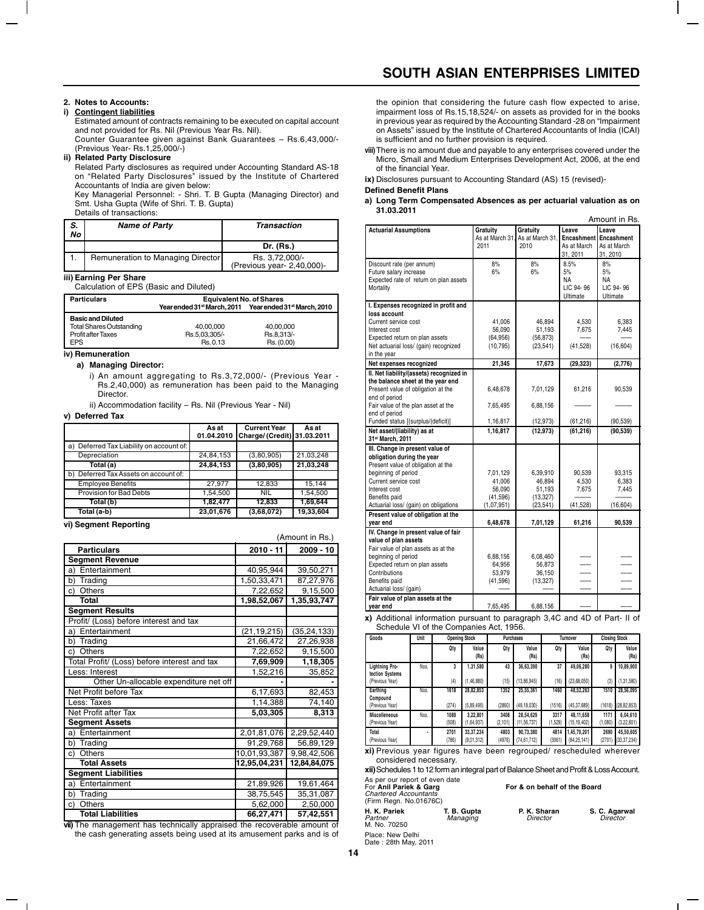## 2. Notes to Accounts:

### i) Contingent liabilities

Estimated amount of contracts remaining to be executed on capital account and not provided for Rs. Nil (Previous Year Rs. Nil).

Counter Guarantee given against Bank Guarantees – Rs.6,43,000/- (Previous Year- Rs.1,25,000/-)

### ii) Related Party Disclosure

Related Party disclosures as required under Accounting Standard AS-18 on "Related Party Disclosures" issued by the Institute of Chartered Accountants of India are given below:

Key Managerial Personnel: - Shri. T. B Gupta (Managing Director) and Smt. Usha Gupta (Wife of Shri. T. B. Gupta)

Details of transactions:

| S. No | Name of Party | Transaction |
|---|---|---|
| | | Dr. (Rs.) |
| 1. | Remuneration to Managing Director | Rs. 3,72,000/- (Previous year- 2,40,000)- |

### iii) Earning Per Share

Calculation of EPS (Basic and Diluted)

| Particulars | Equivalent No. of Shares | |
|---|---|---|
| | Year ended 31st March, 2011 | Year ended 31st March, 2010 |
| **Basic and Diluted** | | |
| Total Shares Outstanding | 40,00,000 | 40,00,000 |
| Profit after Taxes | Rs.5,03,305/- | Rs.8,313/- |
| EPS | Rs. 0.13 | Rs. (0.00) |

### iv) Remuneration

**a) Managing Director:**

i) An amount aggregating to Rs.3,72,000/- (Previous Year - Rs.2,40,000) as remuneration has been paid to the Managing Director.

ii) Accommodation facility – Rs. Nil (Previous Year - Nil)

### v) Deferred Tax

| | As at 01.04.2010 | Current Year Charge/ (Credit) | As at 31.03.2011 |
|---|---|---|---|
| a) Deferred Tax Liability on account of: | | | |
| Depreciation | 24,84,153 | (3,80,905) | 21,03,248 |
| Total (a) | 24,84,153 | (3,80,905) | 21,03,248 |
| b) Deferred Tax Assets on account of: | | | |
| Employee Benefits | 27,977 | 12,833 | 15,144 |
| Provision for Bad Debts | 1,54,500 | NIL | 1,54,500 |
| Total (b) | 1,82,477 | 12,833 | 1,69,644 |
| Total (a-b) | 23,01,676 | (3,68,072) | 19,33,604 |

### vi) Segment Reporting

(Amount in Rs.)

| Particulars | 2010 - 11 | 2009 - 10 |
|---|---|---|
| **Segment Revenue** | | |
| a) Entertainment | 40,95,944 | 39,50,271 |
| b) Trading | 1,50,33,471 | 87,27,976 |
| c) Others | 7,22,652 | 9,15,500 |
| **Total** | 1,98,52,067 | 1,35,93,747 |
| **Segment Results** | | |
| Profit/ (Loss) before interest and tax | | |
| a) Entertainment | (21,19,215) | (35,24,133) |
| b) Trading | 21,66,472 | 27,26,938 |
| c) Others | 7,22,652 | 9,15,500 |
| Total Profit/ (Loss) before interest and tax | 7,69,909 | 1,18,305 |
| Less: Interest | 1,52,216 | 35,852 |
| Other Un-allocable expenditure net off | - | - |
| Net Profit before Tax | 6,17,693 | 82,453 |
| Less: Taxes | 1,14,388 | 74,140 |
| Net Profit after Tax | 5,03,305 | 8,313 |
| **Segment Assets** | | |
| a) Entertainment | 2,01,81,076 | 2,29,52,440 |
| b) Trading | 91,29,768 | 56,89,129 |
| c) Others | 10,01,93,387 | 9,98,42,506 |
| **Total Assets** | 12,95,04,231 | 12,84,84,075 |
| **Segment Liabilities** | | |
| a) Entertainment | 21,89,926 | 19,61,464 |
| b) Trading | 38,75,545 | 35,31,087 |
| c) Others | 5,62,000 | 2,50,000 |
| **Total Liabilities** | 66,27,471 | 57,42,551 |

vii) The management has technically appraised the recoverable amount of the cash generating assets being used at its amusement parks and is of the opinion that considering the future cash flow expected to arise, impairment loss of Rs.15,18,524/- on assets as provided for in the books in previous year as required by the Accounting Standard -28 on "Impairment on Assets" issued by the Institute of Chartered Accountants of India (ICAI) is sufficient and no further provision is required.

viii) There is no amount due and payable to any enterprises covered under the Micro, Small and Medium Enterprises Development Act, 2006, at the end of the financial Year.

ix) Disclosures pursuant to Accounting Standard (AS) 15 (revised)-

**Defined Benefit Plans**

**a) Long Term Compensated Absences as per actuarial valuation as on 31.03.2011**

Amount in Rs.

| Actuarial Assumptions | Gratuity As at March 31, 2011 | Gratuity As at March 31, 2010 | Leave Encashment As at March 31, 2011 | Leave Encashment As at March 31, 2010 |
|---|---|---|---|---|
| Discount rate (per annum) | 8% | 8% | 8.5% | 8% |
| Future salary increase | 6% | 6% | 5% | 5% |
| Expected rate of return on plan assets | | | NA | NA |
| Mortality | | | LIC 94- 96 Ultimate | LIC 94- 96 Ultimate |
| **I. Expenses recognized in profit and loss account** | | | | |
| Current service cost | 41,006 | 46,894 | 4,530 | 6,383 |
| Interest cost | 56,090 | 51,193 | 7,675 | 7,445 |
| Expected return on plan assets | (64,956) | (56,873) | —— | —— |
| Net actuarial loss/ (gain) recognized in the year | (10,795) | (23,541) | (41,528) | (16,604) |
| **Net expenses recognized** | 21,345 | 17,673 | (29,323) | (2,776) |
| **II. Net liability/(assets) recognized in the balance sheet at the year end** | | | | |
| Present value of obligation at the end of period | 6,48,678 | 7,01,129 | 61,216 | 90,539 |
| Fair value of the plan asset at the end of period | 7,65,495 | 6,88,156 | —— | —— |
| Funded status [(surplus/(deficit)] | 1,16,817 | (12,973) | (61,216) | (90,539) |
| **Net asset/(liability) as at 31st March, 2011** | 1,16,817 | (12,973) | (61,216) | (90,539) |
| **III. Change in present value of obligation during the year** | | | | |
| Present value of obligation at the beginning of period | 7,01,129 | 6,39,910 | 90,539 | 93,315 |
| Current service cost | 41,006 | 46,894 | 4,530 | 6,383 |
| Interest cost | 56,090 | 51,193 | 7,675 | 7,445 |
| Benefits paid | (41,596) | (13,327) | —— | —— |
| Actuarial loss/ (gain) on obligations | (1,07,951) | (23,541) | (41,528) | (16,604) |
| **Present value of obligation at the year end** | 6,48,678 | 7,01,129 | 61,216 | 90,539 |
| **IV. Change in present value of fair value of plan assets** | | | | |
| Fair value of plan assets as at the beginning of period | 6,88,156 | 6,08,460 | —— | —— |
| Expected return on plan assets | 64,956 | 56,873 | —— | —— |
| Contributions | 53,979 | 36,150 | —— | —— |
| Benefits paid | (41,596) | (13,327) | —— | —— |
| Actuarial loss/ (gain) | —— | —— | —— | —— |
| **Fair value of plan assets at the year end** | 7,65,495 | 6,88,156 | —— | —— |

x) Additional information pursuant to paragraph 3,4C and 4D of Part- II of Schedule VI of the Companies Act, 1956.

| Goods | Unit | Opening Stock | | Purchases | | Turnover | | Closing Stock | |
|---|---|---|---|---|---|---|---|---|---|
| | | Qty | Value (Rs) | Qty | Value (Rs) | Qty | Value (Rs) | Qty | Value (Rs) |
| Lightning Protection Systems | Nos. | 3 | 1,31,580 | 43 | 36,63,390 | 37 | 49,06,280 | 9 | 10,89,900 |
| (Previous Year) | | (4) | (1,46,880) | (15) | (13,86,945) | (16) | (23,68,050) | (3) | (1,31,580) |
| Earthing Compound | Nos. | 1618 | 28,82,853 | 1352 | 25,35,361 | 1460 | 48,32,263 | 1510 | 28,56,095 |
| (Previous Year) | | (274) | (5,89,495) | (2860) | (49,18,030) | (1516) | (45,37,689) | (1618) | (28,82,853) |
| Miscelleneous | Nos. | 1080 | 3,22,801 | 3408 | 28,54,629 | 3317 | 48,11,658 | 1171 | 6,04,610 |
| (Previous Year) | | (508) | (1,64,937) | (2,101) | (11,56,737) | (1,529) | (15,19,402) | (1,080) | (3,22,801) |
| Total | - | 2701 | 33,37,234 | 4803 | 90,73,380 | 4814 | 1,45,70,201 | 2690 | 45,50,605 |
| (Previous Year) | | (786) | (9,01,312) | (4976) | (74,61,712) | (3061) | (84,25,141) | (2701) | (33,37,234) |

xi) Previous year figures have been regrouped/ rescheduled wherever considered necessary.

xii) Schedules 1 to 12 form an integral part of Balance Sheet and Profit & Loss Account.

As per our report of even date
For **Anil Pariek & Garg**
*Chartered Accountants*
(Firm Regn. No.01676C)

**For & on behalf of the Board**

**H. K. Pariek**
*Partner*
M. No. 70250

**T. B. Gupta**
*Managing*

**P. K. Sharan**
*Director*

**S. C. Agarwal**
*Director*

Place: New Delhi
Date : 28th May, 2011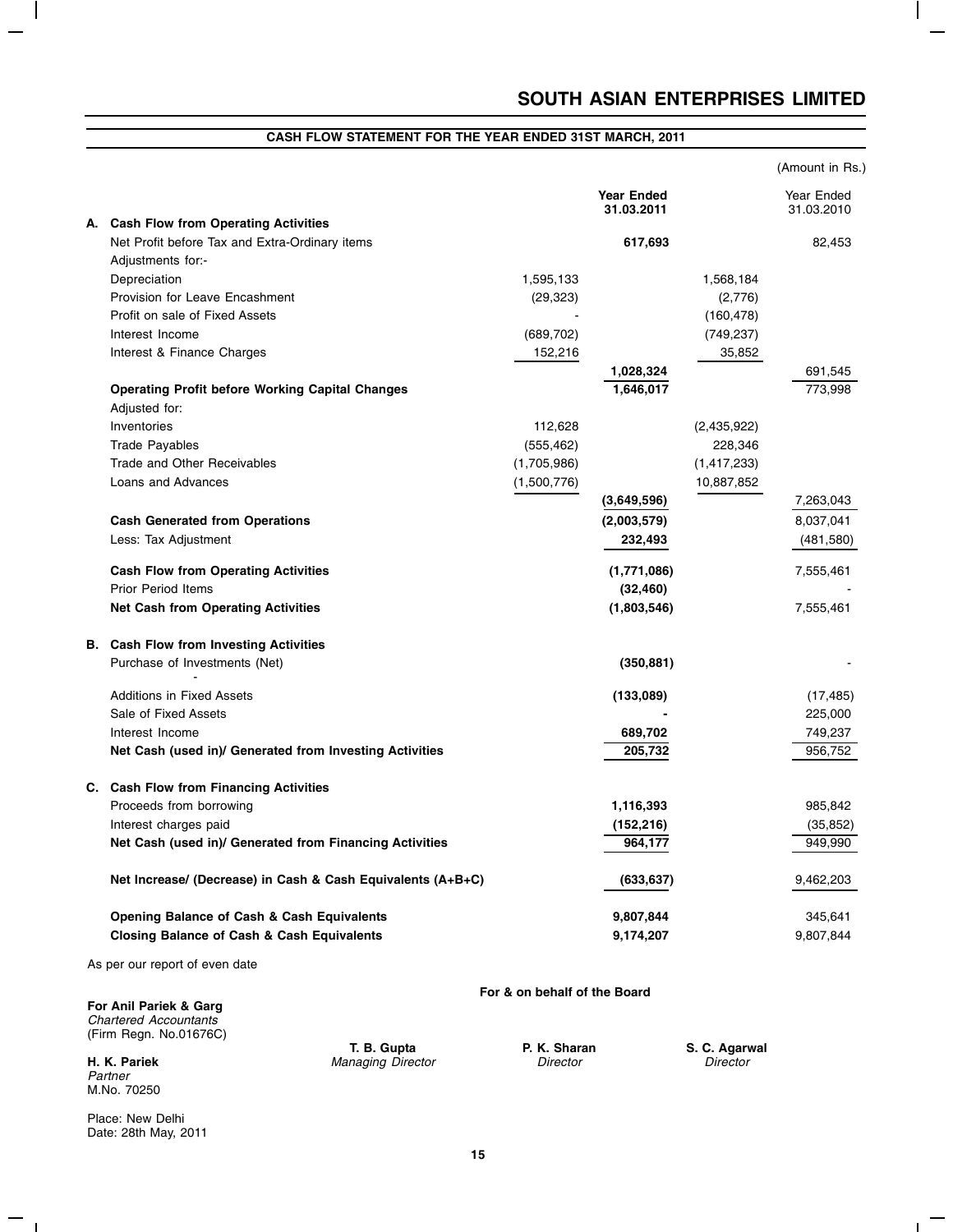# SOUTH ASIAN ENTERPRISES LIMITED

## CASH FLOW STATEMENT FOR THE YEAR ENDED 31ST MARCH, 2011

(Amount in Rs.)

| | | | Year Ended 31.03.2011 | | Year Ended 31.03.2010 |
|---|---|---|---|---|---|
| **A.** | **Cash Flow from Operating Activities** | | | | |
| | Net Profit before Tax and Extra-Ordinary items | | **617,693** | | 82,453 |
| | Adjustments for:- | | | | |
| | Depreciation | 1,595,133 | | 1,568,184 | |
| | Provision for Leave Encashment | (29,323) | | (2,776) | |
| | Profit on sale of Fixed Assets | - | | (160,478) | |
| | Interest Income | (689,702) | | (749,237) | |
| | Interest & Finance Charges | 152,216 | | 35,852 | |
| | | | **1,028,324** | | 691,545 |
| | **Operating Profit before Working Capital Changes** | | **1,646,017** | | 773,998 |
| | Adjusted for: | | | | |
| | Inventories | 112,628 | | (2,435,922) | |
| | Trade Payables | (555,462) | | 228,346 | |
| | Trade and Other Receivables | (1,705,986) | | (1,417,233) | |
| | Loans and Advances | (1,500,776) | | 10,887,852 | |
| | | | **(3,649,596)** | | 7,263,043 |
| | **Cash Generated from Operations** | | **(2,003,579)** | | 8,037,041 |
| | Less: Tax Adjustment | | **232,493** | | (481,580) |
| | **Cash Flow from Operating Activities** | | **(1,771,086)** | | 7,555,461 |
| | Prior Period Items | | **(32,460)** | | - |
| | **Net Cash from Operating Activities** | | **(1,803,546)** | | 7,555,461 |
| **B.** | **Cash Flow from Investing Activities** | | | | |
| | Purchase of Investments (Net) | | **(350,881)** | | - |
| | Additions in Fixed Assets | | **(133,089)** | | (17,485) |
| | Sale of Fixed Assets | | **-** | | 225,000 |
| | Interest Income | | **689,702** | | 749,237 |
| | **Net Cash (used in)/ Generated from Investing Activities** | | **205,732** | | 956,752 |
| **C.** | **Cash Flow from Financing Activities** | | | | |
| | Proceeds from borrowing | | **1,116,393** | | 985,842 |
| | Interest charges paid | | **(152,216)** | | (35,852) |
| | **Net Cash (used in)/ Generated from Financing Activities** | | **964,177** | | 949,990 |
| | **Net Increase/ (Decrease) in Cash & Cash Equivalents (A+B+C)** | | **(633,637)** | | 9,462,203 |
| | **Opening Balance of Cash & Cash Equivalents** | | **9,807,844** | | 345,641 |
| | **Closing Balance of Cash & Cash Equivalents** | | **9,174,207** | | 9,807,844 |

As per our report of even date

**For & on behalf of the Board**

**For Anil Pariek & Garg**
*Chartered Accountants*
(Firm Regn. No.01676C)

**H. K. Pariek**
*Partner*
M.No. 70250

**T. B. Gupta**
*Managing Director*

**P. K. Sharan**
*Director*

**S. C. Agarwal**
*Director*

Place: New Delhi
Date: 28th May, 2011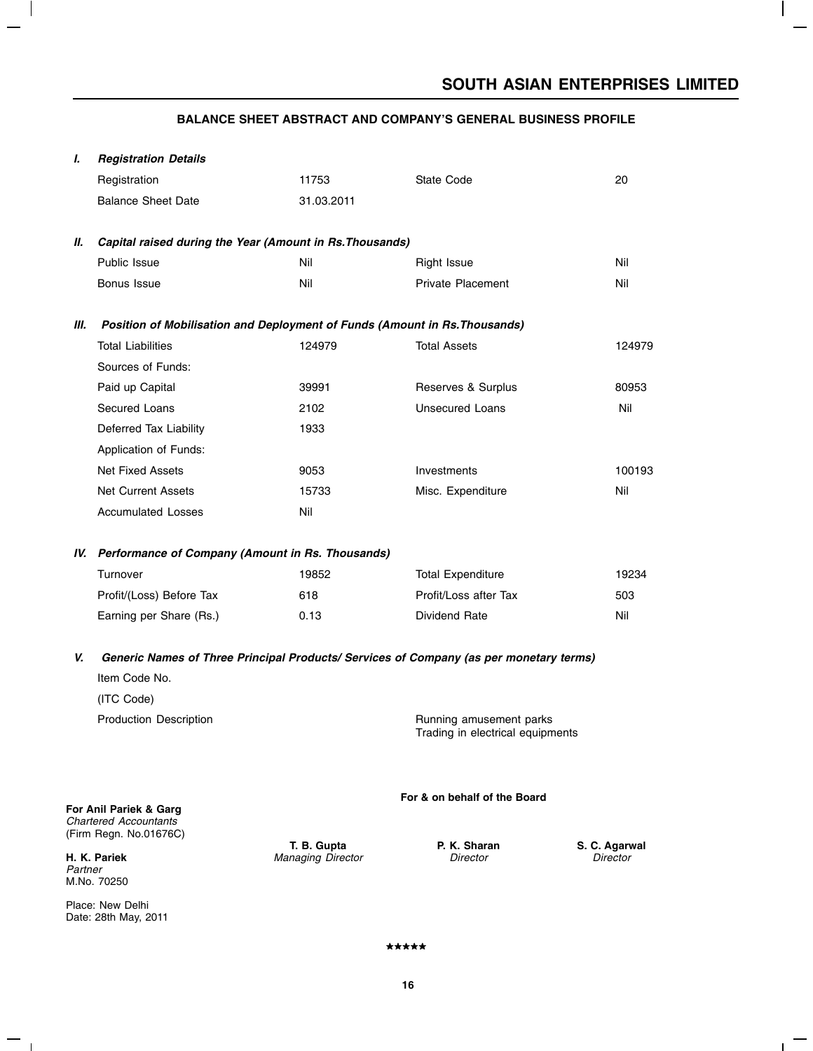## BALANCE SHEET ABSTRACT AND COMPANY'S GENERAL BUSINESS PROFILE

### I. *Registration Details*

| | | | |
|---|---|---|---|
| Registration | 11753 | State Code | 20 |
| Balance Sheet Date | 31.03.2011 | | |

### II. *Capital raised during the Year (Amount in Rs.Thousands)*

| | | | |
|---|---|---|---|
| Public Issue | Nil | Right Issue | Nil |
| Bonus Issue | Nil | Private Placement | Nil |

### III. *Position of Mobilisation and Deployment of Funds (Amount in Rs.Thousands)*

| | | | |
|---|---|---|---|
| Total Liabilities | 124979 | Total Assets | 124979 |
| Sources of Funds: | | | |
| Paid up Capital | 39991 | Reserves & Surplus | 80953 |
| Secured Loans | 2102 | Unsecured Loans | Nil |
| Deferred Tax Liability | 1933 | | |
| Application of Funds: | | | |
| Net Fixed Assets | 9053 | Investments | 100193 |
| Net Current Assets | 15733 | Misc. Expenditure | Nil |
| Accumulated Losses | Nil | | |

### IV. *Performance of Company (Amount in Rs. Thousands)*

| | | | |
|---|---|---|---|
| Turnover | 19852 | Total Expenditure | 19234 |
| Profit/(Loss) Before Tax | 618 | Profit/Loss after Tax | 503 |
| Earning per Share (Rs.) | 0.13 | Dividend Rate | Nil |

### V. *Generic Names of Three Principal Products/ Services of Company (as per monetary terms)*

Item Code No.

(ITC Code)

Production Description — Running amusement parks
Trading in electrical equipments

**For & on behalf of the Board**

**For Anil Pariek & Garg**
*Chartered Accountants*
(Firm Regn. No.01676C)

**H. K. Pariek**
*Partner*
M.No. 70250

Place: New Delhi
Date: 28th May, 2011

**T. B. Gupta**
*Managing Director*

**P. K. Sharan**
*Director*

**S. C. Agarwal**
*Director*

*****